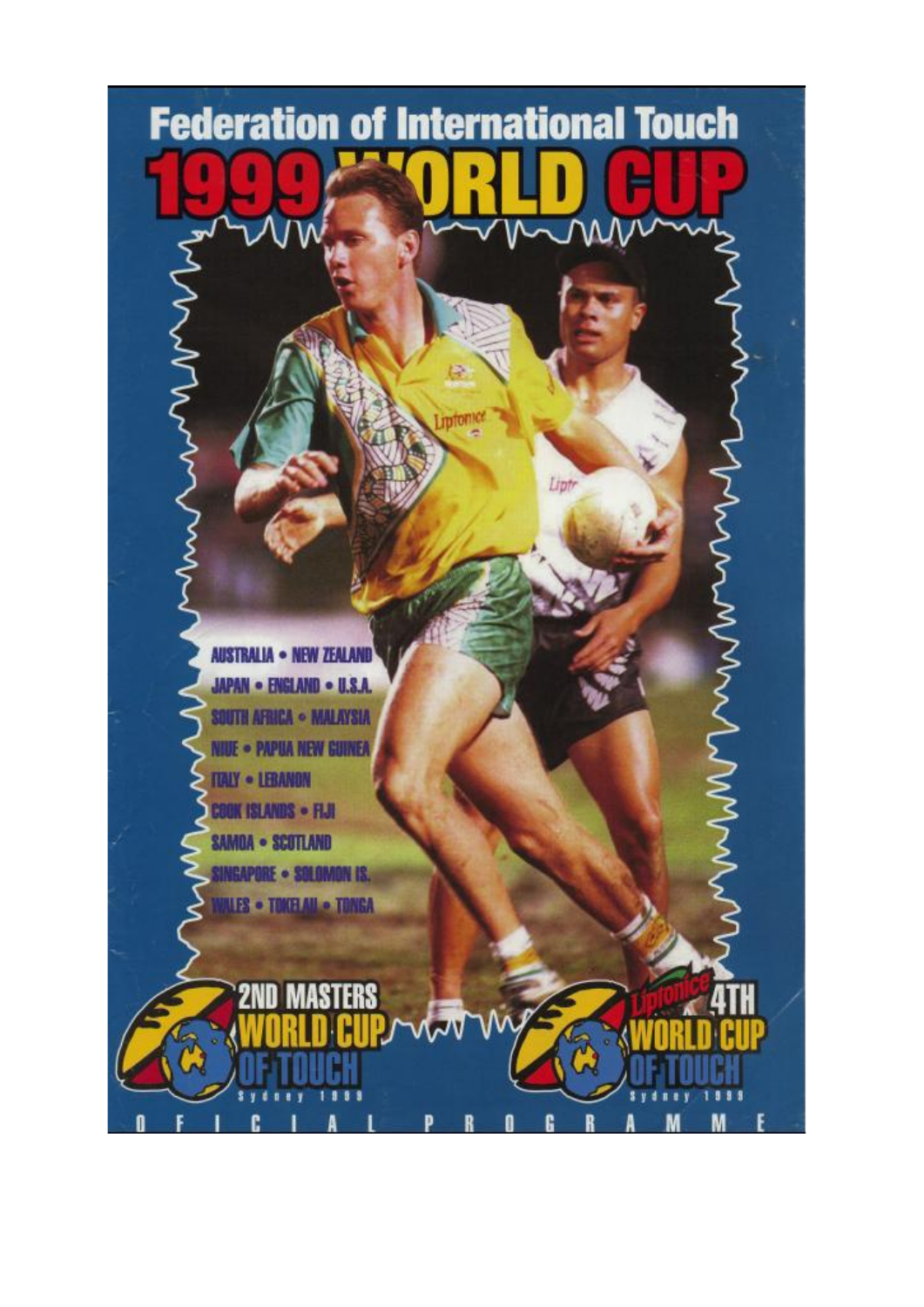# Federation of International Touch

# 1999 WORLD CUP

AUSTRALIA • NEW ZEALAND
JAPAN • ENGLAND • U.S.A.
SOUTH AFRICA • MALAYSIA
NIUE • PAPUA NEW GUINEA
ITALY • LEBANON
COOK ISLANDS • FIJI
SAMOA • SCOTLAND
SINGAPORE • SOLOMON IS.
WALES • TOKELAU • TONGA

2ND MASTERS WORLD CUP OF TOUCH
Sydney 1999

Liptonice 4TH WORLD CUP OF TOUCH
Sydney 1999

OFICIAL PROGRAMME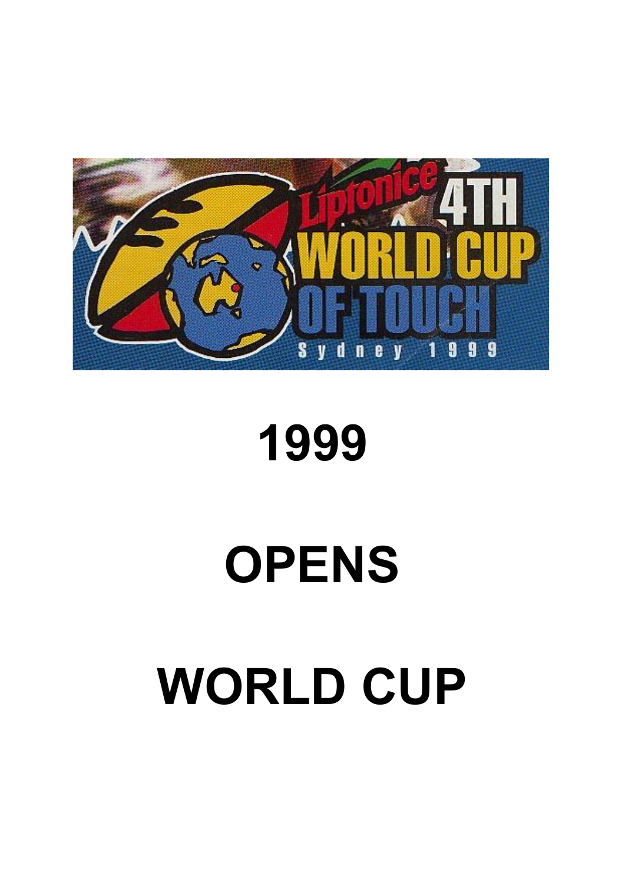# 1999

# OPENS

# WORLD CUP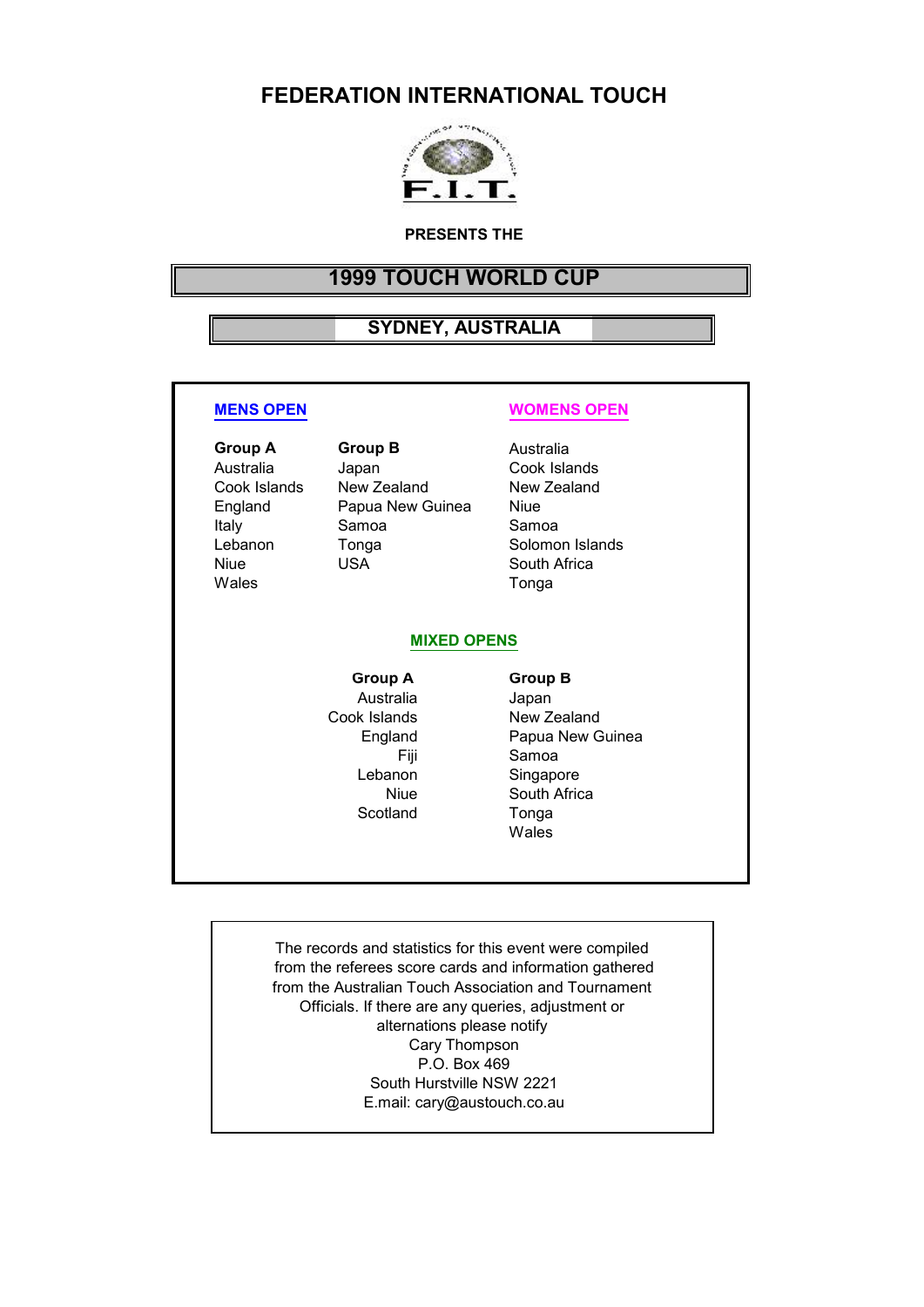# FEDERATION INTERNATIONAL TOUCH

F.I.T.

**PRESENTS THE**

## 1999 TOUCH WORLD CUP

### SYDNEY, AUSTRALIA

**MENS OPEN**

| Group A | Group B |
|---|---|
| Australia | Japan |
| Cook Islands | New Zealand |
| England | Papua New Guinea |
| Italy | Samoa |
| Lebanon | Tonga |
| Niue | USA |
| Wales | |

**WOMENS OPEN**

- Australia
- Cook Islands
- New Zealand
- Niue
- Samoa
- Solomon Islands
- South Africa
- Tonga

**MIXED OPENS**

| Group A | Group B |
|---|---|
| Australia | Japan |
| Cook Islands | New Zealand |
| England | Papua New Guinea |
| Fiji | Samoa |
| Lebanon | Singapore |
| Niue | South Africa |
| Scotland | Tonga |
| | Wales |

The records and statistics for this event were compiled from the referees score cards and information gathered from the Australian Touch Association and Tournament Officials. If there are any queries, adjustment or alternations please notify
Cary Thompson
P.O. Box 469
South Hurstville NSW 2221
E.mail: cary@austouch.co.au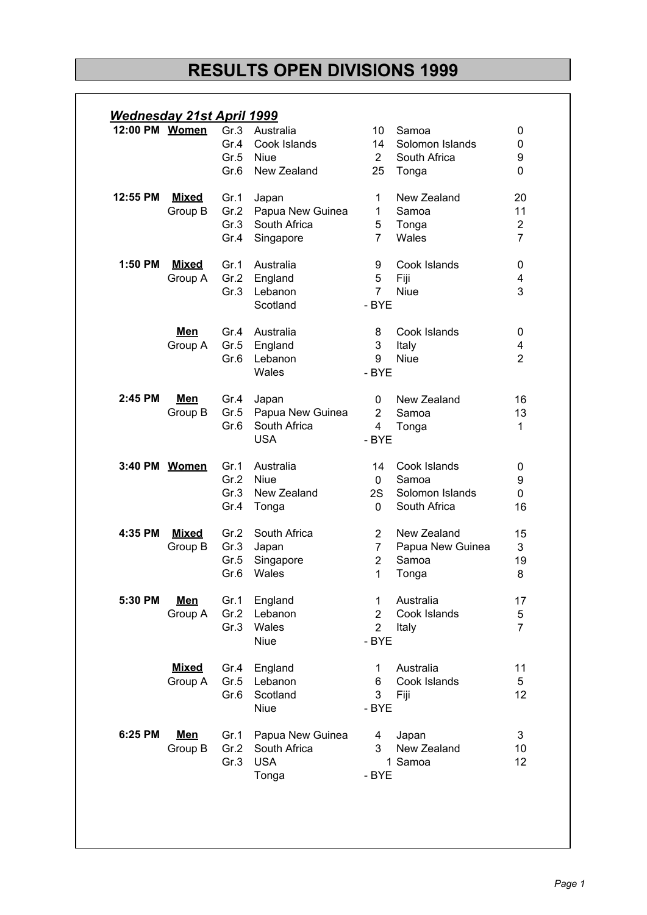# RESULTS OPEN DIVISIONS 1999

### *Wednesday 21st April 1999*

| Time | Division | Group | Team | Score | Team | Score |
|---|---|---|---|---|---|---|
| 12:00 PM | **Women** | Gr.3 | Australia | 10 | Samoa | 0 |
| | | Gr.4 | Cook Islands | 14 | Solomon Islands | 0 |
| | | Gr.5 | Niue | 2 | South Africa | 9 |
| | | Gr.6 | New Zealand | 25 | Tonga | 0 |
| 12:55 PM | **Mixed** | Gr.1 | Japan | 1 | New Zealand | 20 |
| | Group B | Gr.2 | Papua New Guinea | 1 | Samoa | 11 |
| | | Gr.3 | South Africa | 5 | Tonga | 2 |
| | | Gr.4 | Singapore | 7 | Wales | 7 |
| 1:50 PM | **Mixed** | Gr.1 | Australia | 9 | Cook Islands | 0 |
| | Group A | Gr.2 | England | 5 | Fiji | 4 |
| | | Gr.3 | Lebanon | 7 | Niue | 3 |
| | | | Scotland | - BYE | | |
| | **Men** | Gr.4 | Australia | 8 | Cook Islands | 0 |
| | Group A | Gr.5 | England | 3 | Italy | 4 |
| | | Gr.6 | Lebanon | 9 | Niue | 2 |
| | | | Wales | - BYE | | |
| 2:45 PM | **Men** | Gr.4 | Japan | 0 | New Zealand | 16 |
| | Group B | Gr.5 | Papua New Guinea | 2 | Samoa | 13 |
| | | Gr.6 | South Africa | 4 | Tonga | 1 |
| | | | USA | - BYE | | |
| 3:40 PM | **Women** | Gr.1 | Australia | 14 | Cook Islands | 0 |
| | | Gr.2 | Niue | 0 | Samoa | 9 |
| | | Gr.3 | New Zealand | 2S | Solomon Islands | 0 |
| | | Gr.4 | Tonga | 0 | South Africa | 16 |
| 4:35 PM | **Mixed** | Gr.2 | South Africa | 2 | New Zealand | 15 |
| | Group B | Gr.3 | Japan | 7 | Papua New Guinea | 3 |
| | | Gr.5 | Singapore | 2 | Samoa | 19 |
| | | Gr.6 | Wales | 1 | Tonga | 8 |
| 5:30 PM | **Men** | Gr.1 | England | 1 | Australia | 17 |
| | Group A | Gr.2 | Lebanon | 2 | Cook Islands | 5 |
| | | Gr.3 | Wales | 2 | Italy | 7 |
| | | | Niue | - BYE | | |
| | **Mixed** | Gr.4 | England | 1 | Australia | 11 |
| | Group A | Gr.5 | Lebanon | 6 | Cook Islands | 5 |
| | | Gr.6 | Scotland | 3 | Fiji | 12 |
| | | | Niue | - BYE | | |
| 6:25 PM | **Men** | Gr.1 | Papua New Guinea | 4 | Japan | 3 |
| | Group B | Gr.2 | South Africa | 3 | New Zealand | 10 |
| | | Gr.3 | USA | 1 | Samoa | 12 |
| | | | Tonga | - BYE | | |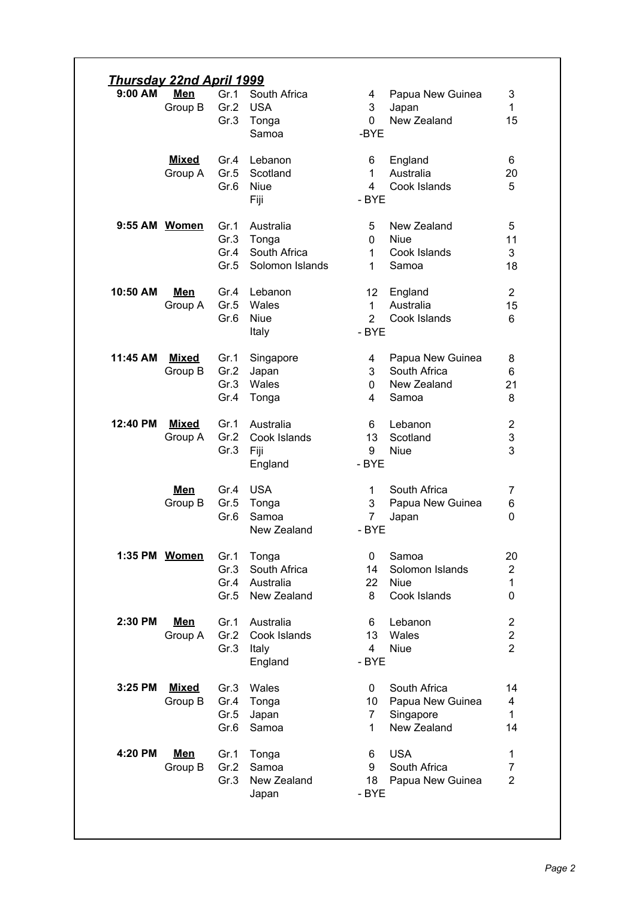***Thursday 22nd April 1999***

| Time | Division | Game | Team | Score | Team | Score |
|---|---|---|---|---|---|---|
| 9:00 AM | **Men** | Gr.1 | South Africa | 4 | Papua New Guinea | 3 |
| | Group B | Gr.2 | USA | 3 | Japan | 1 |
| | | Gr.3 | Tonga | 0 | New Zealand | 15 |
| | | | Samoa | -BYE | | |
| | **Mixed** | Gr.4 | Lebanon | 6 | England | 6 |
| | Group A | Gr.5 | Scotland | 1 | Australia | 20 |
| | | Gr.6 | Niue | 4 | Cook Islands | 5 |
| | | | Fiji | - BYE | | |
| 9:55 AM | **Women** | Gr.1 | Australia | 5 | New Zealand | 5 |
| | | Gr.3 | Tonga | 0 | Niue | 11 |
| | | Gr.4 | South Africa | 1 | Cook Islands | 3 |
| | | Gr.5 | Solomon Islands | 1 | Samoa | 18 |
| 10:50 AM | **Men** | Gr.4 | Lebanon | 12 | England | 2 |
| | Group A | Gr.5 | Wales | 1 | Australia | 15 |
| | | Gr.6 | Niue | 2 | Cook Islands | 6 |
| | | | Italy | - BYE | | |
| 11:45 AM | **Mixed** | Gr.1 | Singapore | 4 | Papua New Guinea | 8 |
| | Group B | Gr.2 | Japan | 3 | South Africa | 6 |
| | | Gr.3 | Wales | 0 | New Zealand | 21 |
| | | Gr.4 | Tonga | 4 | Samoa | 8 |
| 12:40 PM | **Mixed** | Gr.1 | Australia | 6 | Lebanon | 2 |
| | Group A | Gr.2 | Cook Islands | 13 | Scotland | 3 |
| | | Gr.3 | Fiji | 9 | Niue | 3 |
| | | | England | - BYE | | |
| | **Men** | Gr.4 | USA | 1 | South Africa | 7 |
| | Group B | Gr.5 | Tonga | 3 | Papua New Guinea | 6 |
| | | Gr.6 | Samoa | 7 | Japan | 0 |
| | | | New Zealand | - BYE | | |
| 1:35 PM | **Women** | Gr.1 | Tonga | 0 | Samoa | 20 |
| | | Gr.3 | South Africa | 14 | Solomon Islands | 2 |
| | | Gr.4 | Australia | 22 | Niue | 1 |
| | | Gr.5 | New Zealand | 8 | Cook Islands | 0 |
| 2:30 PM | **Men** | Gr.1 | Australia | 6 | Lebanon | 2 |
| | Group A | Gr.2 | Cook Islands | 13 | Wales | 2 |
| | | Gr.3 | Italy | 4 | Niue | 2 |
| | | | England | - BYE | | |
| 3:25 PM | **Mixed** | Gr.3 | Wales | 0 | South Africa | 14 |
| | Group B | Gr.4 | Tonga | 10 | Papua New Guinea | 4 |
| | | Gr.5 | Japan | 7 | Singapore | 1 |
| | | Gr.6 | Samoa | 1 | New Zealand | 14 |
| 4:20 PM | **Men** | Gr.1 | Tonga | 6 | USA | 1 |
| | Group B | Gr.2 | Samoa | 9 | South Africa | 7 |
| | | Gr.3 | New Zealand | 18 | Papua New Guinea | 2 |
| | | | Japan | - BYE | | |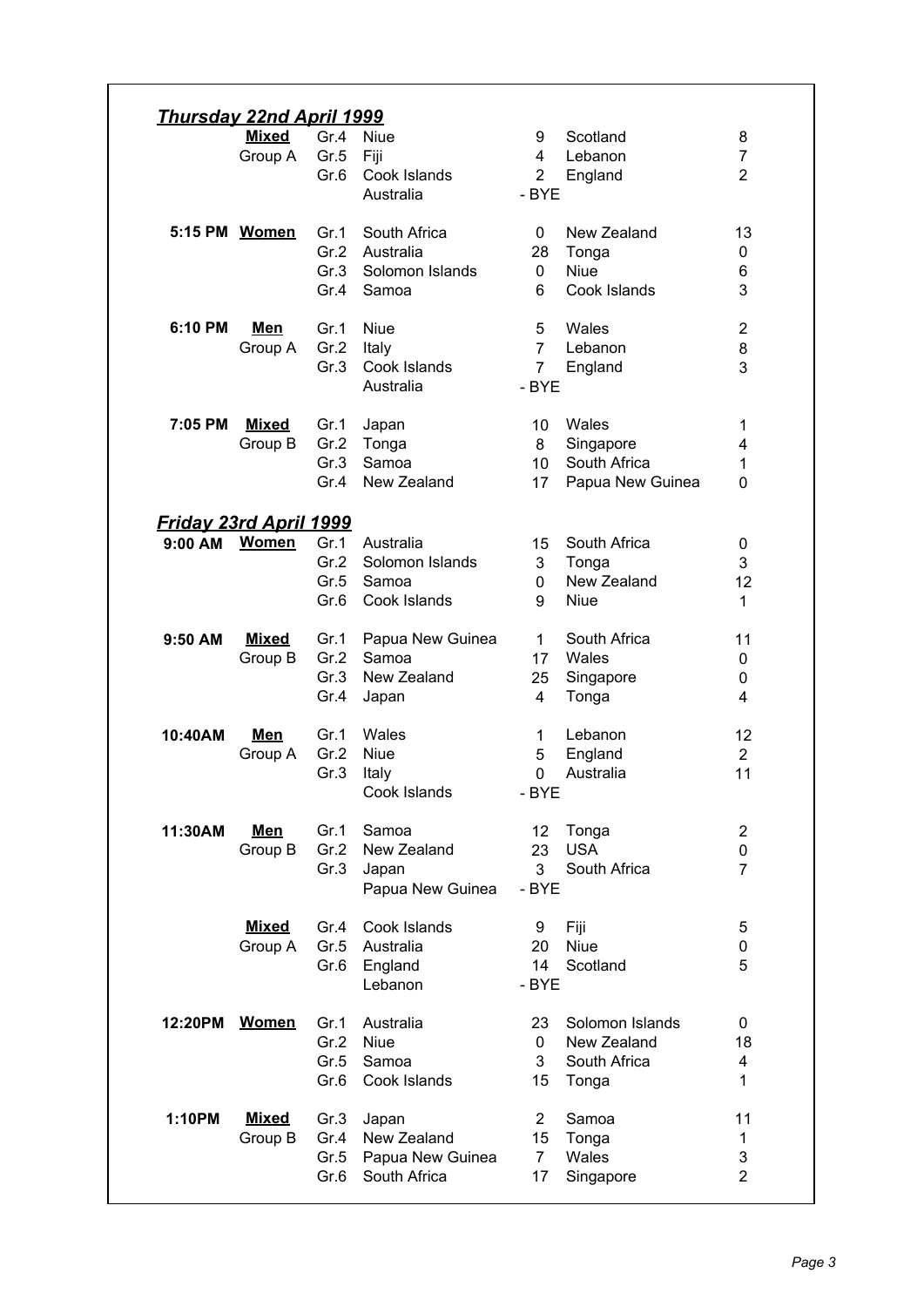## *Thursday 22nd April 1999*

| Time | Division | Game | Team | Score | Team | Score |
|---|---|---|---|---|---|---|
| | **Mixed** | Gr.4 | Niue | 9 | Scotland | 8 |
| | Group A | Gr.5 | Fiji | 4 | Lebanon | 7 |
| | | Gr.6 | Cook Islands | 2 | England | 2 |
| | | | Australia | - BYE | | |
| 5:15 PM | **Women** | Gr.1 | South Africa | 0 | New Zealand | 13 |
| | | Gr.2 | Australia | 28 | Tonga | 0 |
| | | Gr.3 | Solomon Islands | 0 | Niue | 6 |
| | | Gr.4 | Samoa | 6 | Cook Islands | 3 |
| 6:10 PM | **Men** | Gr.1 | Niue | 5 | Wales | 2 |
| | Group A | Gr.2 | Italy | 7 | Lebanon | 8 |
| | | Gr.3 | Cook Islands | 7 | England | 3 |
| | | | Australia | - BYE | | |
| 7:05 PM | **Mixed** | Gr.1 | Japan | 10 | Wales | 1 |
| | Group B | Gr.2 | Tonga | 8 | Singapore | 4 |
| | | Gr.3 | Samoa | 10 | South Africa | 1 |
| | | Gr.4 | New Zealand | 17 | Papua New Guinea | 0 |

## *Friday 23rd April 1999*

| Time | Division | Game | Team | Score | Team | Score |
|---|---|---|---|---|---|---|
| 9:00 AM | **Women** | Gr.1 | Australia | 15 | South Africa | 0 |
| | | Gr.2 | Solomon Islands | 3 | Tonga | 3 |
| | | Gr.5 | Samoa | 0 | New Zealand | 12 |
| | | Gr.6 | Cook Islands | 9 | Niue | 1 |
| 9:50 AM | **Mixed** | Gr.1 | Papua New Guinea | 1 | South Africa | 11 |
| | Group B | Gr.2 | Samoa | 17 | Wales | 0 |
| | | Gr.3 | New Zealand | 25 | Singapore | 0 |
| | | Gr.4 | Japan | 4 | Tonga | 4 |
| 10:40AM | **Men** | Gr.1 | Wales | 1 | Lebanon | 12 |
| | Group A | Gr.2 | Niue | 5 | England | 2 |
| | | Gr.3 | Italy | 0 | Australia | 11 |
| | | | Cook Islands | - BYE | | |
| 11:30AM | **Men** | Gr.1 | Samoa | 12 | Tonga | 2 |
| | Group B | Gr.2 | New Zealand | 23 | USA | 0 |
| | | Gr.3 | Japan | 3 | South Africa | 7 |
| | | | Papua New Guinea | - BYE | | |
| | **Mixed** | Gr.4 | Cook Islands | 9 | Fiji | 5 |
| | Group A | Gr.5 | Australia | 20 | Niue | 0 |
| | | Gr.6 | England | 14 | Scotland | 5 |
| | | | Lebanon | - BYE | | |
| 12:20PM | **Women** | Gr.1 | Australia | 23 | Solomon Islands | 0 |
| | | Gr.2 | Niue | 0 | New Zealand | 18 |
| | | Gr.5 | Samoa | 3 | South Africa | 4 |
| | | Gr.6 | Cook Islands | 15 | Tonga | 1 |
| 1:10PM | **Mixed** | Gr.3 | Japan | 2 | Samoa | 11 |
| | Group B | Gr.4 | New Zealand | 15 | Tonga | 1 |
| | | Gr.5 | Papua New Guinea | 7 | Wales | 3 |
| | | Gr.6 | South Africa | 17 | Singapore | 2 |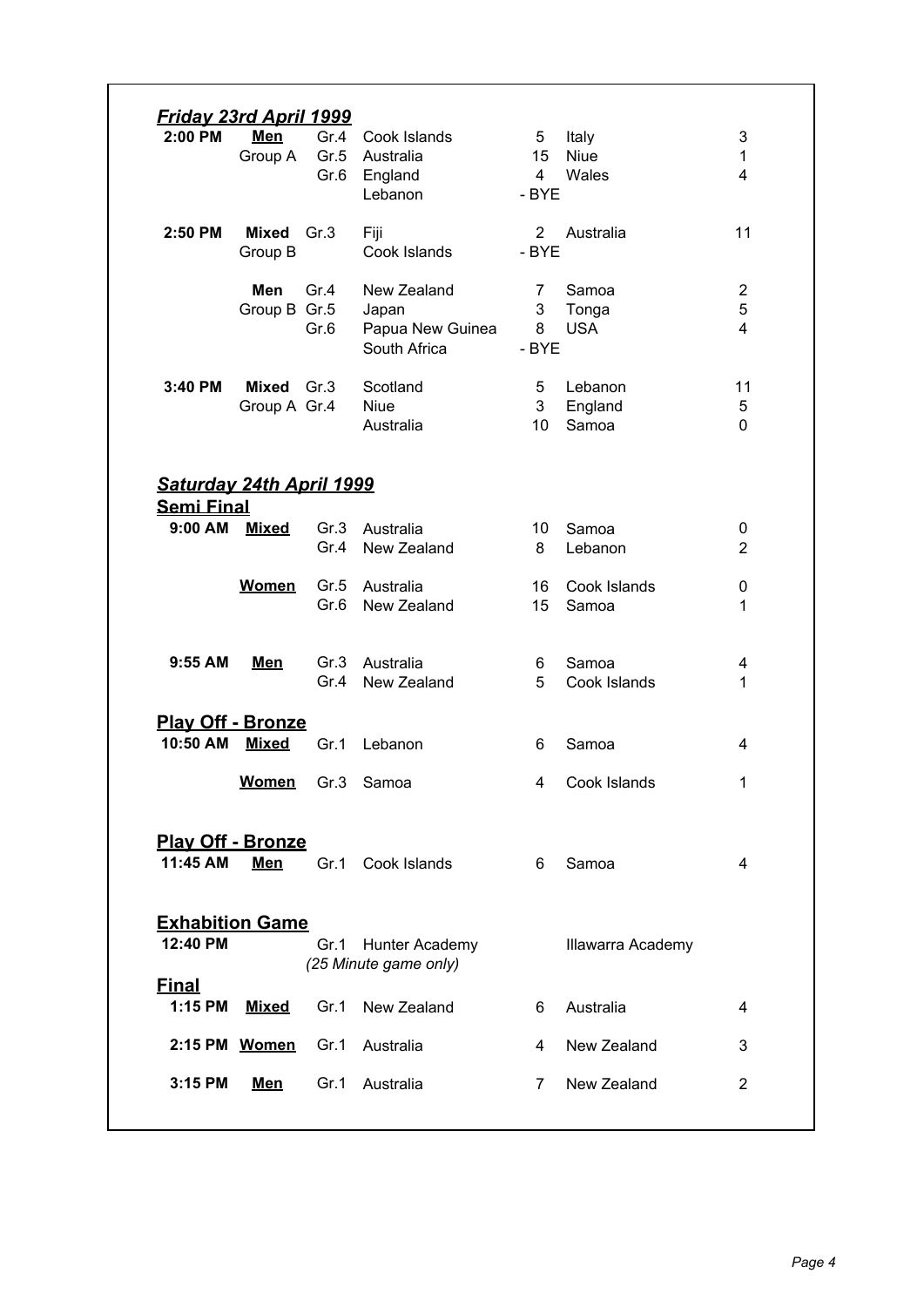### ***Friday 23rd April 1999***

| Time | Division | Group | Team | Score | Team | Score |
|---|---|---|---|---|---|---|
| 2:00 PM | **Men** Group A | Gr.4 | Cook Islands | 5 | Italy | 3 |
| | | Gr.5 | Australia | 15 | Niue | 1 |
| | | Gr.6 | England | 4 | Wales | 4 |
| | | | Lebanon | - BYE | | |
| 2:50 PM | **Mixed** Group B | Gr.3 | Fiji | 2 | Australia | 11 |
| | | | Cook Islands | - BYE | | |
| | **Men** Group B | Gr.4 | New Zealand | 7 | Samoa | 2 |
| | | Gr.5 | Japan | 3 | Tonga | 5 |
| | | Gr.6 | Papua New Guinea | 8 | USA | 4 |
| | | | South Africa | - BYE | | |
| 3:40 PM | **Mixed** Group A | Gr.3 | Scotland | 5 | Lebanon | 11 |
| | | Gr.4 | Niue | 3 | England | 5 |
| | | | Australia | 10 | Samoa | 0 |

### ***Saturday 24th April 1999***

**Semi Final**

| Time | Division | Group | Team | Score | Team | Score |
|---|---|---|---|---|---|---|
| 9:00 AM | **Mixed** | Gr.3 | Australia | 10 | Samoa | 0 |
| | | Gr.4 | New Zealand | 8 | Lebanon | 2 |
| | **Women** | Gr.5 | Australia | 16 | Cook Islands | 0 |
| | | Gr.6 | New Zealand | 15 | Samoa | 1 |
| 9:55 AM | **Men** | Gr.3 | Australia | 6 | Samoa | 4 |
| | | Gr.4 | New Zealand | 5 | Cook Islands | 1 |

**Play Off - Bronze**

| Time | Division | Group | Team | Score | Team | Score |
|---|---|---|---|---|---|---|
| 10:50 AM | **Mixed** | Gr.1 | Lebanon | 6 | Samoa | 4 |
| | **Women** | Gr.3 | Samoa | 4 | Cook Islands | 1 |

**Play Off - Bronze**

| Time | Division | Group | Team | Score | Team | Score |
|---|---|---|---|---|---|---|
| 11:45 AM | **Men** | Gr.1 | Cook Islands | 6 | Samoa | 4 |

**Exhibition Game**

| Time | Division | Group | Team | Score | Team | Score |
|---|---|---|---|---|---|---|
| 12:40 PM | | Gr.1 | Hunter Academy *(25 Minute game only)* | | Illawarra Academy | |

**Final**

| Time | Division | Group | Team | Score | Team | Score |
|---|---|---|---|---|---|---|
| 1:15 PM | **Mixed** | Gr.1 | New Zealand | 6 | Australia | 4 |
| 2:15 PM | **Women** | Gr.1 | Australia | 4 | New Zealand | 3 |
| 3:15 PM | **Men** | Gr.1 | Australia | 7 | New Zealand | 2 |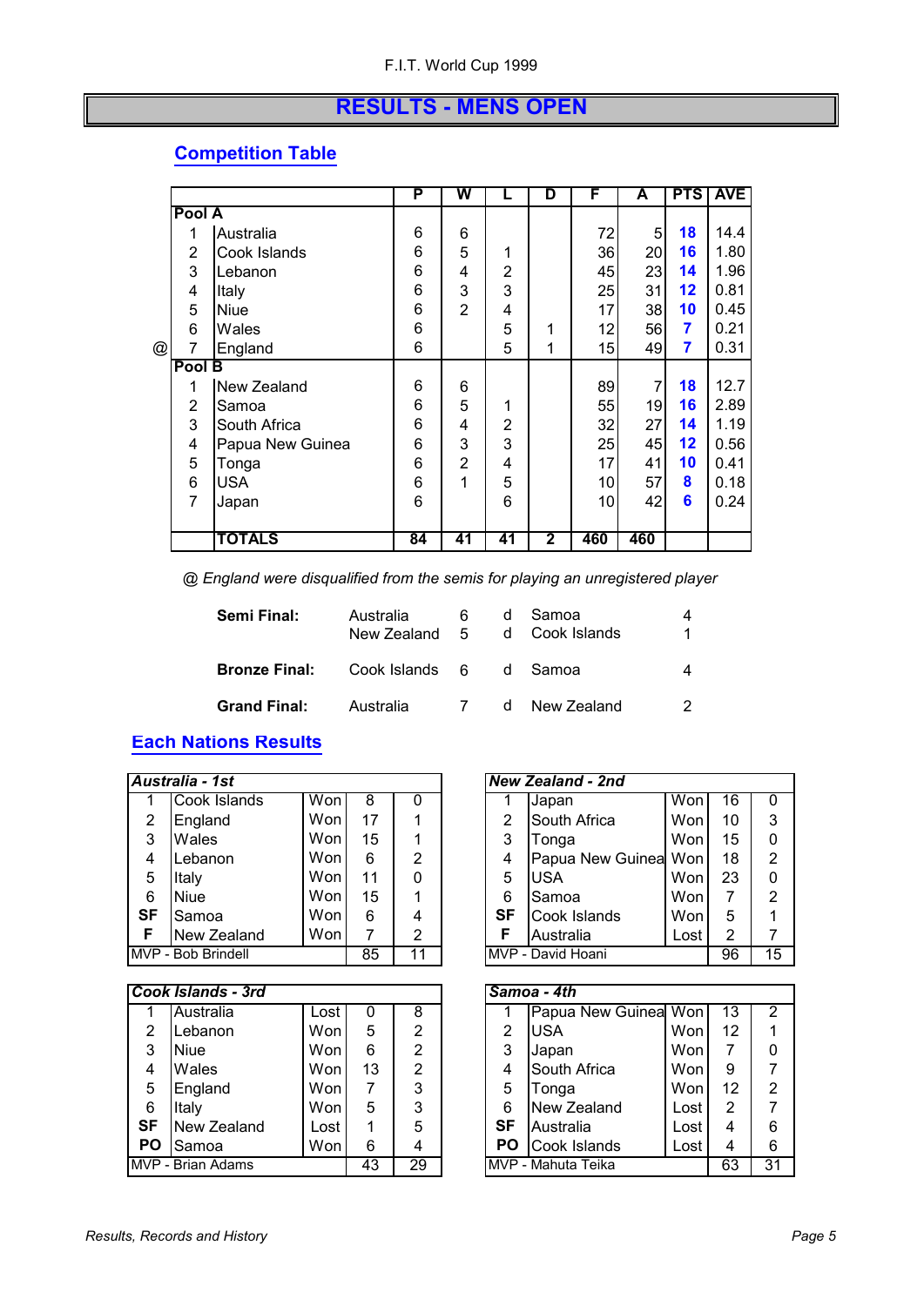F.I.T. World Cup 1999

# RESULTS - MENS OPEN

## Competition Table

| | | | P | W | L | D | F | A | PTS | AVE |
|---|---|---|---|---|---|---|---|---|---|---|
| | **Pool A** | | | | | | | | | |
| | 1 | Australia | 6 | 6 | | | 72 | 5 | **18** | 14.4 |
| | 2 | Cook Islands | 6 | 5 | 1 | | 36 | 20 | **16** | 1.80 |
| | 3 | Lebanon | 6 | 4 | 2 | | 45 | 23 | **14** | 1.96 |
| | 4 | Italy | 6 | 3 | 3 | | 25 | 31 | **12** | 0.81 |
| | 5 | Niue | 6 | 2 | 4 | | 17 | 38 | **10** | 0.45 |
| | 6 | Wales | 6 | | 5 | 1 | 12 | 56 | **7** | 0.21 |
| @ | 7 | England | 6 | | 5 | 1 | 15 | 49 | **7** | 0.31 |
| | **Pool B** | | | | | | | | | |
| | 1 | New Zealand | 6 | 6 | | | 89 | 7 | **18** | 12.7 |
| | 2 | Samoa | 6 | 5 | 1 | | 55 | 19 | **16** | 2.89 |
| | 3 | South Africa | 6 | 4 | 2 | | 32 | 27 | **14** | 1.19 |
| | 4 | Papua New Guinea | 6 | 3 | 3 | | 25 | 45 | **12** | 0.56 |
| | 5 | Tonga | 6 | 2 | 4 | | 17 | 41 | **10** | 0.41 |
| | 6 | USA | 6 | 1 | 5 | | 10 | 57 | **8** | 0.18 |
| | 7 | Japan | 6 | | 6 | | 10 | 42 | **6** | 0.24 |
| | | **TOTALS** | **84** | **41** | **41** | **2** | **460** | **460** | | |

*@ England were disqualified from the semis for playing an unregistered player*

| | | | | | |
|---|---|---|---|---|---|
| **Semi Final:** | Australia | 6 | d | Samoa | 4 |
| | New Zealand | 5 | d | Cook Islands | 1 |
| **Bronze Final:** | Cook Islands | 6 | d | Samoa | 4 |
| **Grand Final:** | Australia | 7 | d | New Zealand | 2 |

## Each Nations Results

| *Australia - 1st* | | | | |
|---|---|---|---|---|
| 1 | Cook Islands | Won | 8 | 0 |
| 2 | England | Won | 17 | 1 |
| 3 | Wales | Won | 15 | 1 |
| 4 | Lebanon | Won | 6 | 2 |
| 5 | Italy | Won | 11 | 0 |
| 6 | Niue | Won | 15 | 1 |
| **SF** | Samoa | Won | 6 | 4 |
| **F** | New Zealand | Won | 7 | 2 |
| MVP - Bob Brindell | | | 85 | 11 |

| *New Zealand - 2nd* | | | | |
|---|---|---|---|---|
| 1 | Japan | Won | 16 | 0 |
| 2 | South Africa | Won | 10 | 3 |
| 3 | Tonga | Won | 15 | 0 |
| 4 | Papua New Guinea | Won | 18 | 2 |
| 5 | USA | Won | 23 | 0 |
| 6 | Samoa | Won | 7 | 2 |
| **SF** | Cook Islands | Won | 5 | 1 |
| **F** | Australia | Lost | 2 | 7 |
| MVP - David Hoani | | | 96 | 15 |

| *Cook Islands - 3rd* | | | | |
|---|---|---|---|---|
| 1 | Australia | Lost | 0 | 8 |
| 2 | Lebanon | Won | 5 | 2 |
| 3 | Niue | Won | 6 | 2 |
| 4 | Wales | Won | 13 | 2 |
| 5 | England | Won | 7 | 3 |
| 6 | Italy | Won | 5 | 3 |
| **SF** | New Zealand | Lost | 1 | 5 |
| **PO** | Samoa | Won | 6 | 4 |
| MVP - Brian Adams | | | 43 | 29 |

| *Samoa - 4th* | | | | |
|---|---|---|---|---|
| 1 | Papua New Guinea | Won | 13 | 2 |
| 2 | USA | Won | 12 | 1 |
| 3 | Japan | Won | 7 | 0 |
| 4 | South Africa | Won | 9 | 7 |
| 5 | Tonga | Won | 12 | 2 |
| 6 | New Zealand | Lost | 2 | 7 |
| **SF** | Australia | Lost | 4 | 6 |
| **PO** | Cook Islands | Lost | 4 | 6 |
| MVP - Mahuta Teika | | | 63 | 31 |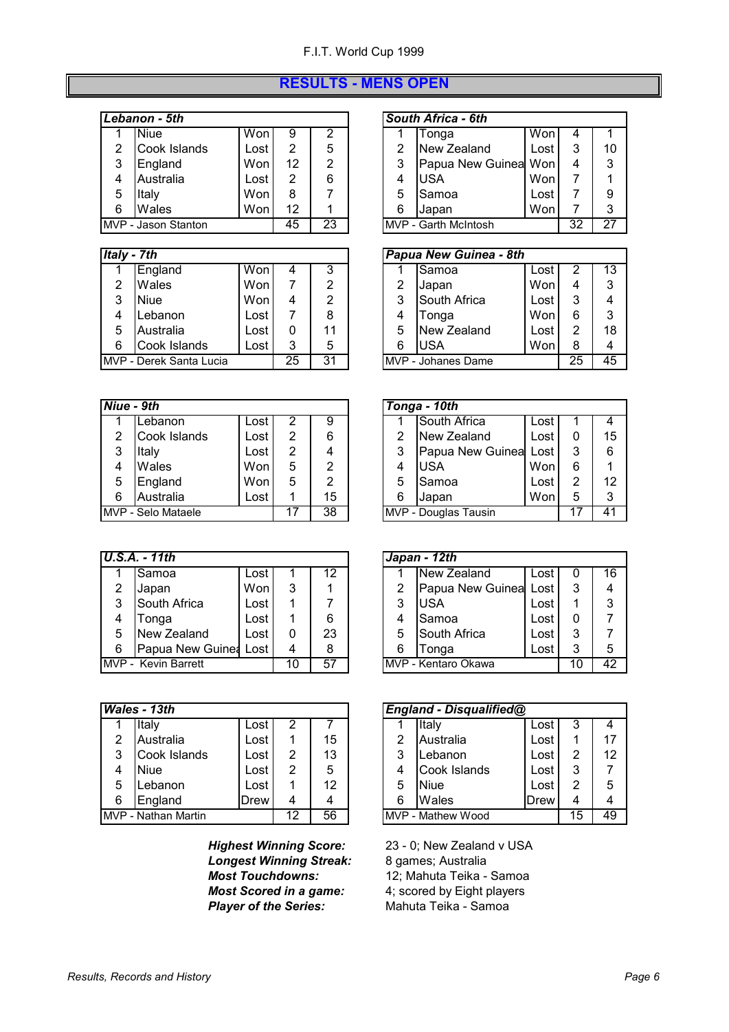## RESULTS - MENS OPEN

| *Lebanon - 5th* | | | | |
|---|---|---|---|---|
| 1 | Niue | Won | 9 | 2 |
| 2 | Cook Islands | Lost | 2 | 5 |
| 3 | England | Won | 12 | 2 |
| 4 | Australia | Lost | 2 | 6 |
| 5 | Italy | Won | 8 | 7 |
| 6 | Wales | Won | 12 | 1 |
| MVP - Jason Stanton | | | 45 | 23 |

| *South Africa - 6th* | | | | |
|---|---|---|---|---|
| 1 | Tonga | Won | 4 | 1 |
| 2 | New Zealand | Lost | 3 | 10 |
| 3 | Papua New Guinea | Won | 4 | 3 |
| 4 | USA | Won | 7 | 1 |
| 5 | Samoa | Lost | 7 | 9 |
| 6 | Japan | Won | 7 | 3 |
| MVP - Garth McIntosh | | | 32 | 27 |

| *Italy - 7th* | | | | |
|---|---|---|---|---|
| 1 | England | Won | 4 | 3 |
| 2 | Wales | Won | 7 | 2 |
| 3 | Niue | Won | 4 | 2 |
| 4 | Lebanon | Lost | 7 | 8 |
| 5 | Australia | Lost | 0 | 11 |
| 6 | Cook Islands | Lost | 3 | 5 |
| MVP - Derek Santa Lucia | | | 25 | 31 |

| *Papua New Guinea - 8th* | | | | |
|---|---|---|---|---|
| 1 | Samoa | Lost | 2 | 13 |
| 2 | Japan | Won | 4 | 3 |
| 3 | South Africa | Lost | 3 | 4 |
| 4 | Tonga | Won | 6 | 3 |
| 5 | New Zealand | Lost | 2 | 18 |
| 6 | USA | Won | 8 | 4 |
| MVP - Johanes Dame | | | 25 | 45 |

| *Niue - 9th* | | | | |
|---|---|---|---|---|
| 1 | Lebanon | Lost | 2 | 9 |
| 2 | Cook Islands | Lost | 2 | 6 |
| 3 | Italy | Lost | 2 | 4 |
| 4 | Wales | Won | 5 | 2 |
| 5 | England | Won | 5 | 2 |
| 6 | Australia | Lost | 1 | 15 |
| MVP - Selo Mataele | | | 17 | 38 |

| *Tonga - 10th* | | | | |
|---|---|---|---|---|
| 1 | South Africa | Lost | 1 | 4 |
| 2 | New Zealand | Lost | 0 | 15 |
| 3 | Papua New Guinea | Lost | 3 | 6 |
| 4 | USA | Won | 6 | 1 |
| 5 | Samoa | Lost | 2 | 12 |
| 6 | Japan | Won | 5 | 3 |
| MVP - Douglas Tausin | | | 17 | 41 |

| *U.S.A. - 11th* | | | | |
|---|---|---|---|---|
| 1 | Samoa | Lost | 1 | 12 |
| 2 | Japan | Won | 3 | 1 |
| 3 | South Africa | Lost | 1 | 7 |
| 4 | Tonga | Lost | 1 | 6 |
| 5 | New Zealand | Lost | 0 | 23 |
| 6 | Papua New Guinea | Lost | 4 | 8 |
| MVP - Kevin Barrett | | | 10 | 57 |

| *Japan - 12th* | | | | |
|---|---|---|---|---|
| 1 | New Zealand | Lost | 0 | 16 |
| 2 | Papua New Guinea | Lost | 3 | 4 |
| 3 | USA | Lost | 1 | 3 |
| 4 | Samoa | Lost | 0 | 7 |
| 5 | South Africa | Lost | 3 | 7 |
| 6 | Tonga | Lost | 3 | 5 |
| MVP - Kentaro Okawa | | | 10 | 42 |

| *Wales - 13th* | | | | |
|---|---|---|---|---|
| 1 | Italy | Lost | 2 | 7 |
| 2 | Australia | Lost | 1 | 15 |
| 3 | Cook Islands | Lost | 2 | 13 |
| 4 | Niue | Lost | 2 | 5 |
| 5 | Lebanon | Lost | 1 | 12 |
| 6 | England | Drew | 4 | 4 |
| MVP - Nathan Martin | | | 12 | 56 |

| *England - Disqualified@* | | | | |
|---|---|---|---|---|
| 1 | Italy | Lost | 3 | 4 |
| 2 | Australia | Lost | 1 | 17 |
| 3 | Lebanon | Lost | 2 | 12 |
| 4 | Cook Islands | Lost | 3 | 7 |
| 5 | Niue | Lost | 2 | 5 |
| 6 | Wales | Drew | 4 | 4 |
| MVP - Mathew Wood | | | 15 | 49 |

***Highest Winning Score:*** 23 - 0; New Zealand v USA
***Longest Winning Streak:*** 8 games; Australia
***Most Touchdowns:*** 12; Mahuta Teika - Samoa
***Most Scored in a game:*** 4; scored by Eight players
***Player of the Series:*** Mahuta Teika - Samoa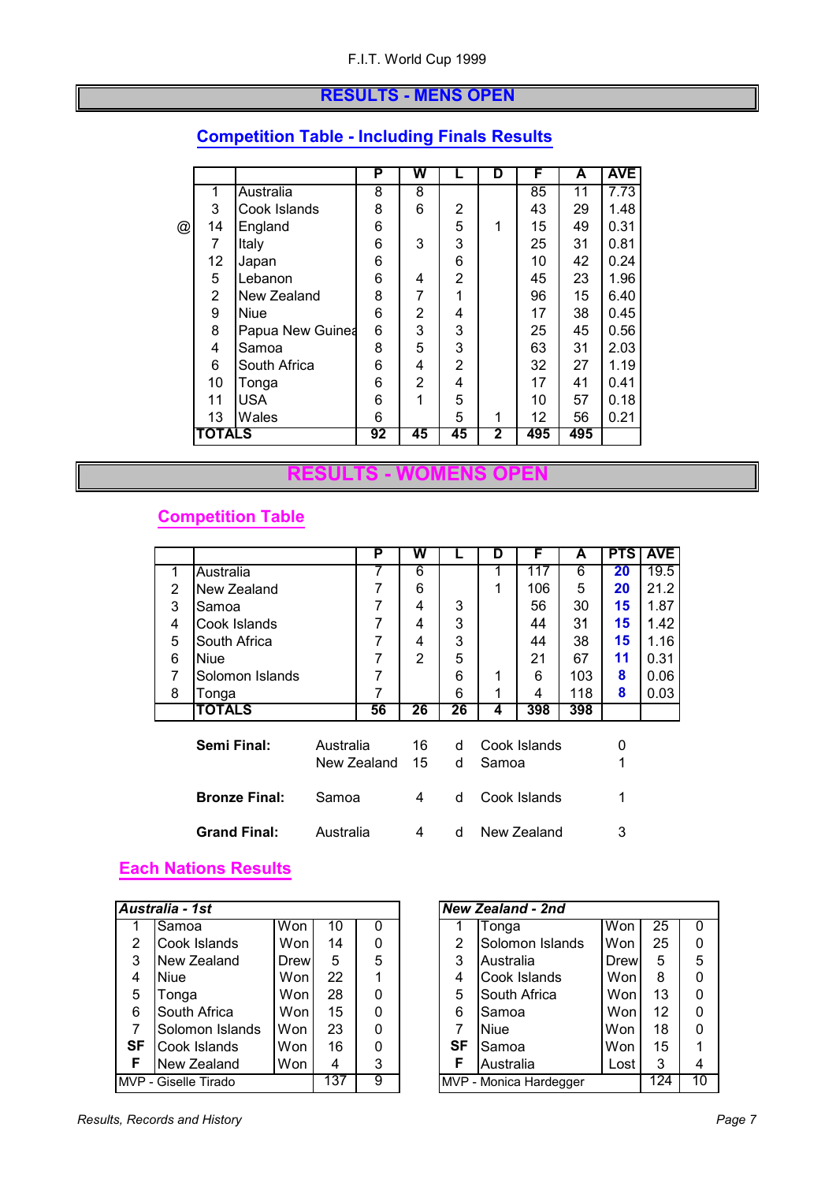F.I.T. World Cup 1999

## RESULTS - MENS OPEN

### Competition Table - Including Finals Results

| | | | P | W | L | D | F | A | AVE |
|---|---|---|---|---|---|---|---|---|---|
| | 1 | Australia | 8 | 8 | | | 85 | 11 | 7.73 |
| | 3 | Cook Islands | 8 | 6 | 2 | | 43 | 29 | 1.48 |
| @ | 14 | England | 6 | | 5 | 1 | 15 | 49 | 0.31 |
| | 7 | Italy | 6 | 3 | 3 | | 25 | 31 | 0.81 |
| | 12 | Japan | 6 | | 6 | | 10 | 42 | 0.24 |
| | 5 | Lebanon | 6 | 4 | 2 | | 45 | 23 | 1.96 |
| | 2 | New Zealand | 8 | 7 | 1 | | 96 | 15 | 6.40 |
| | 9 | Niue | 6 | 2 | 4 | | 17 | 38 | 0.45 |
| | 8 | Papua New Guinea | 6 | 3 | 3 | | 25 | 45 | 0.56 |
| | 4 | Samoa | 8 | 5 | 3 | | 63 | 31 | 2.03 |
| | 6 | South Africa | 6 | 4 | 2 | | 32 | 27 | 1.19 |
| | 10 | Tonga | 6 | 2 | 4 | | 17 | 41 | 0.41 |
| | 11 | USA | 6 | 1 | 5 | | 10 | 57 | 0.18 |
| | 13 | Wales | 6 | | 5 | 1 | 12 | 56 | 0.21 |
| | **TOTALS** | | **92** | **45** | **45** | **2** | **495** | **495** | |

## RESULTS - WOMENS OPEN

### Competition Table

| | | P | W | L | D | F | A | PTS | AVE |
|---|---|---|---|---|---|---|---|---|---|
| 1 | Australia | 7 | 6 | | 1 | 117 | 6 | **20** | 19.5 |
| 2 | New Zealand | 7 | 6 | | 1 | 106 | 5 | **20** | 21.2 |
| 3 | Samoa | 7 | 4 | 3 | | 56 | 30 | **15** | 1.87 |
| 4 | Cook Islands | 7 | 4 | 3 | | 44 | 31 | **15** | 1.42 |
| 5 | South Africa | 7 | 4 | 3 | | 44 | 38 | **15** | 1.16 |
| 6 | Niue | 7 | 2 | 5 | | 21 | 67 | **11** | 0.31 |
| 7 | Solomon Islands | 7 | | 6 | 1 | 6 | 103 | **8** | 0.06 |
| 8 | Tonga | 7 | | 6 | 1 | 4 | 118 | **8** | 0.03 |
| | **TOTALS** | **56** | **26** | **26** | **4** | **398** | **398** | | |

| | | | | | |
|---|---|---|---|---|---|
| **Semi Final:** | Australia | 16 | d | Cook Islands | 0 |
| | New Zealand | 15 | d | Samoa | 1 |
| **Bronze Final:** | Samoa | 4 | d | Cook Islands | 1 |
| **Grand Final:** | Australia | 4 | d | New Zealand | 3 |

### Each Nations Results

| *Australia - 1st* | | | | |
|---|---|---|---|---|
| 1 | Samoa | Won | 10 | 0 |
| 2 | Cook Islands | Won | 14 | 0 |
| 3 | New Zealand | Drew | 5 | 5 |
| 4 | Niue | Won | 22 | 1 |
| 5 | Tonga | Won | 28 | 0 |
| 6 | South Africa | Won | 15 | 0 |
| 7 | Solomon Islands | Won | 23 | 0 |
| **SF** | Cook Islands | Won | 16 | 0 |
| **F** | New Zealand | Won | 4 | 3 |
| MVP - Giselle Tirado | | | 137 | 9 |

| *New Zealand - 2nd* | | | | |
|---|---|---|---|---|
| 1 | Tonga | Won | 25 | 0 |
| 2 | Solomon Islands | Won | 25 | 0 |
| 3 | Australia | Drew | 5 | 5 |
| 4 | Cook Islands | Won | 8 | 0 |
| 5 | South Africa | Won | 13 | 0 |
| 6 | Samoa | Won | 12 | 0 |
| 7 | Niue | Won | 18 | 0 |
| **SF** | Samoa | Won | 15 | 1 |
| **F** | Australia | Lost | 3 | 4 |
| MVP - Monica Hardegger | | | 124 | 10 |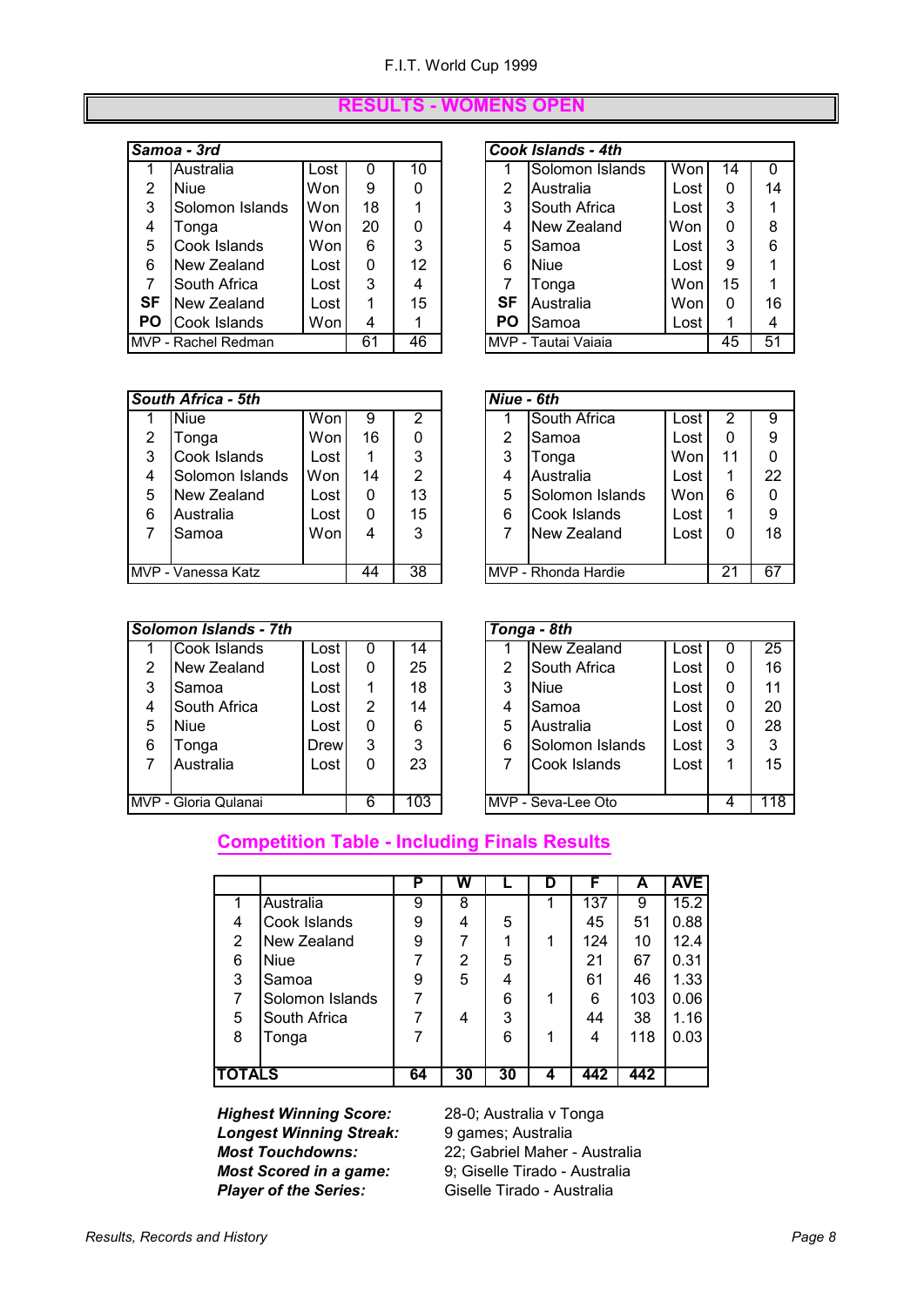# RESULTS - WOMENS OPEN

| Samoa - 3rd | | | | |
|---|---|---|---|---|
| 1 | Australia | Lost | 0 | 10 |
| 2 | Niue | Won | 9 | 0 |
| 3 | Solomon Islands | Won | 18 | 1 |
| 4 | Tonga | Won | 20 | 0 |
| 5 | Cook Islands | Won | 6 | 3 |
| 6 | New Zealand | Lost | 0 | 12 |
| 7 | South Africa | Lost | 3 | 4 |
| **SF** | New Zealand | Lost | 1 | 15 |
| **PO** | Cook Islands | Won | 4 | 1 |
| MVP - Rachel Redman | | | 61 | 46 |

| Cook Islands - 4th | | | | |
|---|---|---|---|---|
| 1 | Solomon Islands | Won | 14 | 0 |
| 2 | Australia | Lost | 0 | 14 |
| 3 | South Africa | Lost | 3 | 1 |
| 4 | New Zealand | Won | 0 | 8 |
| 5 | Samoa | Lost | 3 | 6 |
| 6 | Niue | Lost | 9 | 1 |
| 7 | Tonga | Won | 15 | 1 |
| **SF** | Australia | Won | 0 | 16 |
| **PO** | Samoa | Lost | 1 | 4 |
| MVP - Tautai Vaiaia | | | 45 | 51 |

| South Africa - 5th | | | | |
|---|---|---|---|---|
| 1 | Niue | Won | 9 | 2 |
| 2 | Tonga | Won | 16 | 0 |
| 3 | Cook Islands | Lost | 1 | 3 |
| 4 | Solomon Islands | Won | 14 | 2 |
| 5 | New Zealand | Lost | 0 | 13 |
| 6 | Australia | Lost | 0 | 15 |
| 7 | Samoa | Won | 4 | 3 |
| MVP - Vanessa Katz | | | 44 | 38 |

| Niue - 6th | | | | |
|---|---|---|---|---|
| 1 | South Africa | Lost | 2 | 9 |
| 2 | Samoa | Lost | 0 | 9 |
| 3 | Tonga | Won | 11 | 0 |
| 4 | Australia | Lost | 1 | 22 |
| 5 | Solomon Islands | Won | 6 | 0 |
| 6 | Cook Islands | Lost | 1 | 9 |
| 7 | New Zealand | Lost | 0 | 18 |
| MVP - Rhonda Hardie | | | 21 | 67 |

| Solomon Islands - 7th | | | | |
|---|---|---|---|---|
| 1 | Cook Islands | Lost | 0 | 14 |
| 2 | New Zealand | Lost | 0 | 25 |
| 3 | Samoa | Lost | 1 | 18 |
| 4 | South Africa | Lost | 2 | 14 |
| 5 | Niue | Lost | 0 | 6 |
| 6 | Tonga | Drew | 3 | 3 |
| 7 | Australia | Lost | 0 | 23 |
| MVP - Gloria Qulanai | | | 6 | 103 |

| Tonga - 8th | | | | |
|---|---|---|---|---|
| 1 | New Zealand | Lost | 0 | 25 |
| 2 | South Africa | Lost | 0 | 16 |
| 3 | Niue | Lost | 0 | 11 |
| 4 | Samoa | Lost | 0 | 20 |
| 5 | Australia | Lost | 0 | 28 |
| 6 | Solomon Islands | Lost | 3 | 3 |
| 7 | Cook Islands | Lost | 1 | 15 |
| MVP - Seva-Lee Oto | | | 4 | 118 |

## Competition Table - Including Finals Results

| | | P | W | L | D | F | A | AVE |
|---|---|---|---|---|---|---|---|---|
| 1 | Australia | 9 | 8 | | 1 | 137 | 9 | 15.2 |
| 4 | Cook Islands | 9 | 4 | 5 | | 45 | 51 | 0.88 |
| 2 | New Zealand | 9 | 7 | 1 | 1 | 124 | 10 | 12.4 |
| 6 | Niue | 7 | 2 | 5 | | 21 | 67 | 0.31 |
| 3 | Samoa | 9 | 5 | 4 | | 61 | 46 | 1.33 |
| 7 | Solomon Islands | 7 | | 6 | 1 | 6 | 103 | 0.06 |
| 5 | South Africa | 7 | 4 | 3 | | 44 | 38 | 1.16 |
| 8 | Tonga | 7 | | 6 | 1 | 4 | 118 | 0.03 |
| **TOTALS** | | **64** | **30** | **30** | **4** | **442** | **442** | |

***Highest Winning Score:*** 28-0; Australia v Tonga
***Longest Winning Streak:*** 9 games; Australia
***Most Touchdowns:*** 22; Gabriel Maher - Australia
***Most Scored in a game:*** 9; Giselle Tirado - Australia
***Player of the Series:*** Giselle Tirado - Australia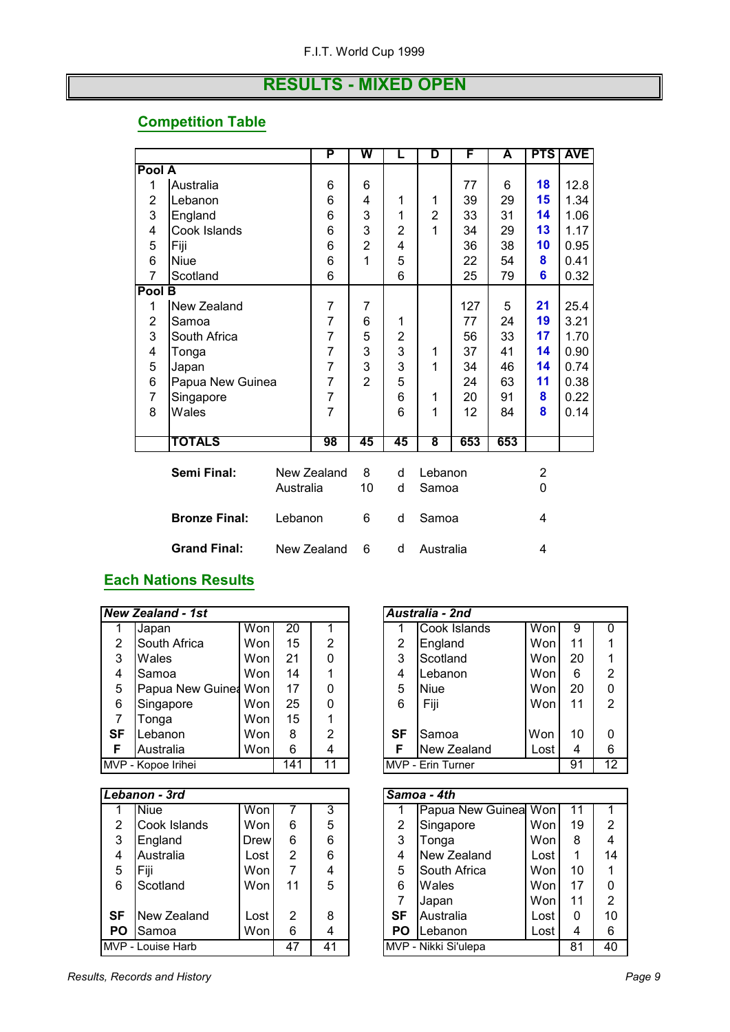F.I.T. World Cup 1999

# RESULTS - MIXED OPEN

## Competition Table

| | | P | W | L | D | F | A | PTS | AVE |
|---|---|---|---|---|---|---|---|---|---|
| **Pool A** | | | | | | | | | |
| 1 | Australia | 6 | 6 | | | 77 | 6 | **18** | 12.8 |
| 2 | Lebanon | 6 | 4 | 1 | 1 | 39 | 29 | **15** | 1.34 |
| 3 | England | 6 | 3 | 1 | 2 | 33 | 31 | **14** | 1.06 |
| 4 | Cook Islands | 6 | 3 | 2 | 1 | 34 | 29 | **13** | 1.17 |
| 5 | Fiji | 6 | 2 | 4 | | 36 | 38 | **10** | 0.95 |
| 6 | Niue | 6 | 1 | 5 | | 22 | 54 | **8** | 0.41 |
| 7 | Scotland | 6 | | 6 | | 25 | 79 | **6** | 0.32 |
| **Pool B** | | | | | | | | | |
| 1 | New Zealand | 7 | 7 | | | 127 | 5 | **21** | 25.4 |
| 2 | Samoa | 7 | 6 | 1 | | 77 | 24 | **19** | 3.21 |
| 3 | South Africa | 7 | 5 | 2 | | 56 | 33 | **17** | 1.70 |
| 4 | Tonga | 7 | 3 | 3 | 1 | 37 | 41 | **14** | 0.90 |
| 5 | Japan | 7 | 3 | 3 | 1 | 34 | 46 | **14** | 0.74 |
| 6 | Papua New Guinea | 7 | 2 | 5 | | 24 | 63 | **11** | 0.38 |
| 7 | Singapore | 7 | | 6 | 1 | 20 | 91 | **8** | 0.22 |
| 8 | Wales | 7 | | 6 | 1 | 12 | 84 | **8** | 0.14 |
| | **TOTALS** | **98** | **45** | **45** | **8** | **653** | **653** | | |

| | | | | | |
|---|---|---|---|---|---|
| **Semi Final:** | New Zealand | 8 | d | Lebanon | 2 |
| | Australia | 10 | d | Samoa | 0 |
| **Bronze Final:** | Lebanon | 6 | d | Samoa | 4 |
| **Grand Final:** | New Zealand | 6 | d | Australia | 4 |

## Each Nations Results

| *New Zealand - 1st* | | | | |
|---|---|---|---|---|
| 1 | Japan | Won | 20 | 1 |
| 2 | South Africa | Won | 15 | 2 |
| 3 | Wales | Won | 21 | 0 |
| 4 | Samoa | Won | 14 | 1 |
| 5 | Papua New Guinea | Won | 17 | 0 |
| 6 | Singapore | Won | 25 | 0 |
| 7 | Tonga | Won | 15 | 1 |
| **SF** | Lebanon | Won | 8 | 2 |
| **F** | Australia | Won | 6 | 4 |
| MVP - Kopoe Irihei | | | 141 | 11 |

| *Australia - 2nd* | | | | |
|---|---|---|---|---|
| 1 | Cook Islands | Won | 9 | 0 |
| 2 | England | Won | 11 | 1 |
| 3 | Scotland | Won | 20 | 1 |
| 4 | Lebanon | Won | 6 | 2 |
| 5 | Niue | Won | 20 | 0 |
| 6 | Fiji | Won | 11 | 2 |
| **SF** | Samoa | Won | 10 | 0 |
| **F** | New Zealand | Lost | 4 | 6 |
| MVP - Erin Turner | | | 91 | 12 |

| *Lebanon - 3rd* | | | | |
|---|---|---|---|---|
| 1 | Niue | Won | 7 | 3 |
| 2 | Cook Islands | Won | 6 | 5 |
| 3 | England | Drew | 6 | 6 |
| 4 | Australia | Lost | 2 | 6 |
| 5 | Fiji | Won | 7 | 4 |
| 6 | Scotland | Won | 11 | 5 |
| **SF** | New Zealand | Lost | 2 | 8 |
| **PO** | Samoa | Won | 6 | 4 |
| MVP - Louise Harb | | | 47 | 41 |

| *Samoa - 4th* | | | | |
|---|---|---|---|---|
| 1 | Papua New Guinea | Won | 11 | 1 |
| 2 | Singapore | Won | 19 | 2 |
| 3 | Tonga | Won | 8 | 4 |
| 4 | New Zealand | Lost | 1 | 14 |
| 5 | South Africa | Won | 10 | 1 |
| 6 | Wales | Won | 17 | 0 |
| 7 | Japan | Won | 11 | 2 |
| **SF** | Australia | Lost | 0 | 10 |
| **PO** | Lebanon | Lost | 4 | 6 |
| MVP - Nikki Si'ulepa | | | 81 | 40 |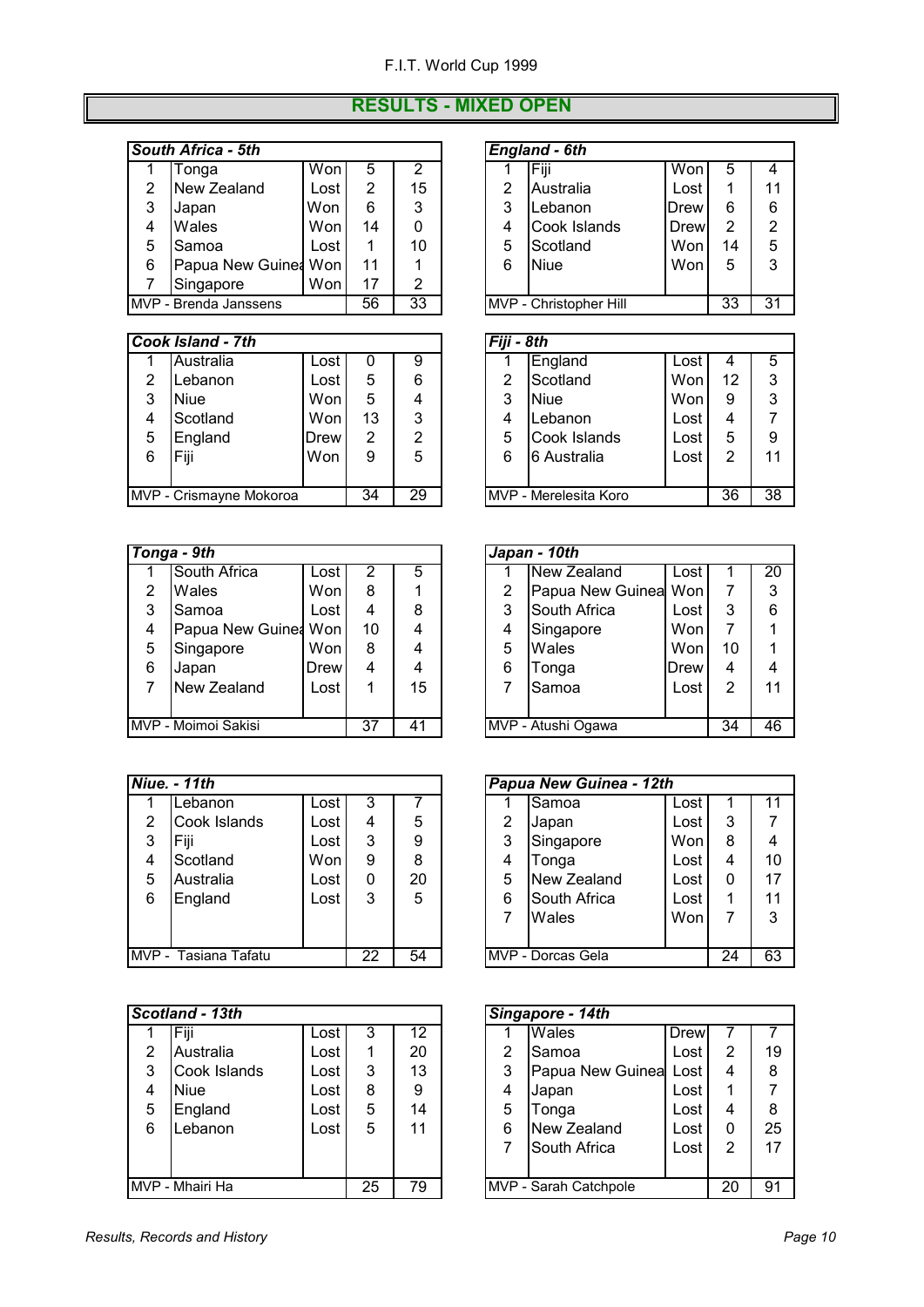## RESULTS - MIXED OPEN

| *South Africa - 5th* | | | | |
|---|---|---|---|---|
| 1 | Tonga | Won | 5 | 2 |
| 2 | New Zealand | Lost | 2 | 15 |
| 3 | Japan | Won | 6 | 3 |
| 4 | Wales | Won | 14 | 0 |
| 5 | Samoa | Lost | 1 | 10 |
| 6 | Papua New Guinea | Won | 11 | 1 |
| 7 | Singapore | Won | 17 | 2 |
| MVP - Brenda Janssens | | | 56 | 33 |

| *England - 6th* | | | | |
|---|---|---|---|---|
| 1 | Fiji | Won | 5 | 4 |
| 2 | Australia | Lost | 1 | 11 |
| 3 | Lebanon | Drew | 6 | 6 |
| 4 | Cook Islands | Drew | 2 | 2 |
| 5 | Scotland | Won | 14 | 5 |
| 6 | Niue | Won | 5 | 3 |
| MVP - Christopher Hill | | | 33 | 31 |

| *Cook Island - 7th* | | | | |
|---|---|---|---|---|
| 1 | Australia | Lost | 0 | 9 |
| 2 | Lebanon | Lost | 5 | 6 |
| 3 | Niue | Won | 5 | 4 |
| 4 | Scotland | Won | 13 | 3 |
| 5 | England | Drew | 2 | 2 |
| 6 | Fiji | Won | 9 | 5 |
| MVP - Crismayne Mokoroa | | | 34 | 29 |

| *Fiji - 8th* | | | | |
|---|---|---|---|---|
| 1 | England | Lost | 4 | 5 |
| 2 | Scotland | Won | 12 | 3 |
| 3 | Niue | Won | 9 | 3 |
| 4 | Lebanon | Lost | 4 | 7 |
| 5 | Cook Islands | Lost | 5 | 9 |
| 6 | 6 Australia | Lost | 2 | 11 |
| MVP - Merelesita Koro | | | 36 | 38 |

| *Tonga - 9th* | | | | |
|---|---|---|---|---|
| 1 | South Africa | Lost | 2 | 5 |
| 2 | Wales | Won | 8 | 1 |
| 3 | Samoa | Lost | 4 | 8 |
| 4 | Papua New Guinea | Won | 10 | 4 |
| 5 | Singapore | Won | 8 | 4 |
| 6 | Japan | Drew | 4 | 4 |
| 7 | New Zealand | Lost | 1 | 15 |
| MVP - Moimoi Sakisi | | | 37 | 41 |

| *Japan - 10th* | | | | |
|---|---|---|---|---|
| 1 | New Zealand | Lost | 1 | 20 |
| 2 | Papua New Guinea | Won | 7 | 3 |
| 3 | South Africa | Lost | 3 | 6 |
| 4 | Singapore | Won | 7 | 1 |
| 5 | Wales | Won | 10 | 1 |
| 6 | Tonga | Drew | 4 | 4 |
| 7 | Samoa | Lost | 2 | 11 |
| MVP - Atushi Ogawa | | | 34 | 46 |

| *Niue. - 11th* | | | | |
|---|---|---|---|---|
| 1 | Lebanon | Lost | 3 | 7 |
| 2 | Cook Islands | Lost | 4 | 5 |
| 3 | Fiji | Lost | 3 | 9 |
| 4 | Scotland | Won | 9 | 8 |
| 5 | Australia | Lost | 0 | 20 |
| 6 | England | Lost | 3 | 5 |
| MVP - Tasiana Tafatu | | | 22 | 54 |

| *Papua New Guinea - 12th* | | | | |
|---|---|---|---|---|
| 1 | Samoa | Lost | 1 | 11 |
| 2 | Japan | Lost | 3 | 7 |
| 3 | Singapore | Won | 8 | 4 |
| 4 | Tonga | Lost | 4 | 10 |
| 5 | New Zealand | Lost | 0 | 17 |
| 6 | South Africa | Lost | 1 | 11 |
| 7 | Wales | Won | 7 | 3 |
| MVP - Dorcas Gela | | | 24 | 63 |

| *Scotland - 13th* | | | | |
|---|---|---|---|---|
| 1 | Fiji | Lost | 3 | 12 |
| 2 | Australia | Lost | 1 | 20 |
| 3 | Cook Islands | Lost | 3 | 13 |
| 4 | Niue | Lost | 8 | 9 |
| 5 | England | Lost | 5 | 14 |
| 6 | Lebanon | Lost | 5 | 11 |
| MVP - Mhairi Ha | | | 25 | 79 |

| *Singapore - 14th* | | | | |
|---|---|---|---|---|
| 1 | Wales | Drew | 7 | 7 |
| 2 | Samoa | Lost | 2 | 19 |
| 3 | Papua New Guinea | Lost | 4 | 8 |
| 4 | Japan | Lost | 1 | 7 |
| 5 | Tonga | Lost | 4 | 8 |
| 6 | New Zealand | Lost | 0 | 25 |
| 7 | South Africa | Lost | 2 | 17 |
| MVP - Sarah Catchpole | | | 20 | 91 |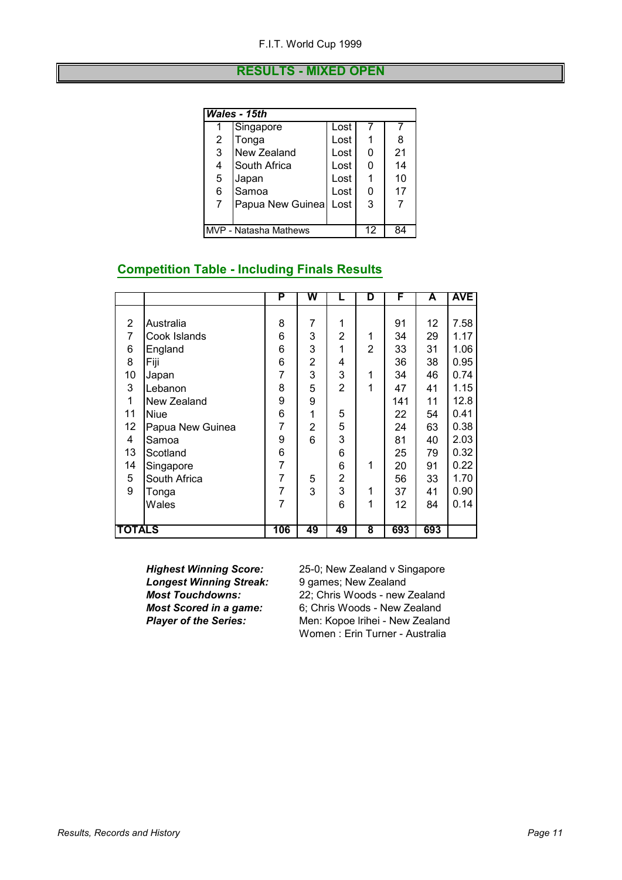## RESULTS - MIXED OPEN

| *Wales - 15th* | | | | |
|---|---|---|---|---|
| 1 | Singapore | Lost | 7 | 7 |
| 2 | Tonga | Lost | 1 | 8 |
| 3 | New Zealand | Lost | 0 | 21 |
| 4 | South Africa | Lost | 0 | 14 |
| 5 | Japan | Lost | 1 | 10 |
| 6 | Samoa | Lost | 0 | 17 |
| 7 | Papua New Guinea | Lost | 3 | 7 |
| MVP - Natasha Mathews | | | 12 | 84 |

## Competition Table - Including Finals Results

| | | P | W | L | D | F | A | AVE |
|---|---|---|---|---|---|---|---|---|
| 2 | Australia | 8 | 7 | 1 | | 91 | 12 | 7.58 |
| 7 | Cook Islands | 6 | 3 | 2 | 1 | 34 | 29 | 1.17 |
| 6 | England | 6 | 3 | 1 | 2 | 33 | 31 | 1.06 |
| 8 | Fiji | 6 | 2 | 4 | | 36 | 38 | 0.95 |
| 10 | Japan | 7 | 3 | 3 | 1 | 34 | 46 | 0.74 |
| 3 | Lebanon | 8 | 5 | 2 | 1 | 47 | 41 | 1.15 |
| 1 | New Zealand | 9 | 9 | | | 141 | 11 | 12.8 |
| 11 | Niue | 6 | 1 | 5 | | 22 | 54 | 0.41 |
| 12 | Papua New Guinea | 7 | 2 | 5 | | 24 | 63 | 0.38 |
| 4 | Samoa | 9 | 6 | 3 | | 81 | 40 | 2.03 |
| 13 | Scotland | 6 | | 6 | | 25 | 79 | 0.32 |
| 14 | Singapore | 7 | | 6 | 1 | 20 | 91 | 0.22 |
| 5 | South Africa | 7 | 5 | 2 | | 56 | 33 | 1.70 |
| 9 | Tonga | 7 | 3 | 3 | 1 | 37 | 41 | 0.90 |
| | Wales | 7 | | 6 | 1 | 12 | 84 | 0.14 |
| **TOTALS** | | **106** | **49** | **49** | **8** | **693** | **693** | |

***Highest Winning Score:*** 25-0; New Zealand v Singapore
***Longest Winning Streak:*** 9 games; New Zealand
***Most Touchdowns:*** 22; Chris Woods - new Zealand
***Most Scored in a game:*** 6; Chris Woods - New Zealand
***Player of the Series:*** Men: Kopoe Irihei - New Zealand
Women : Erin Turner - Australia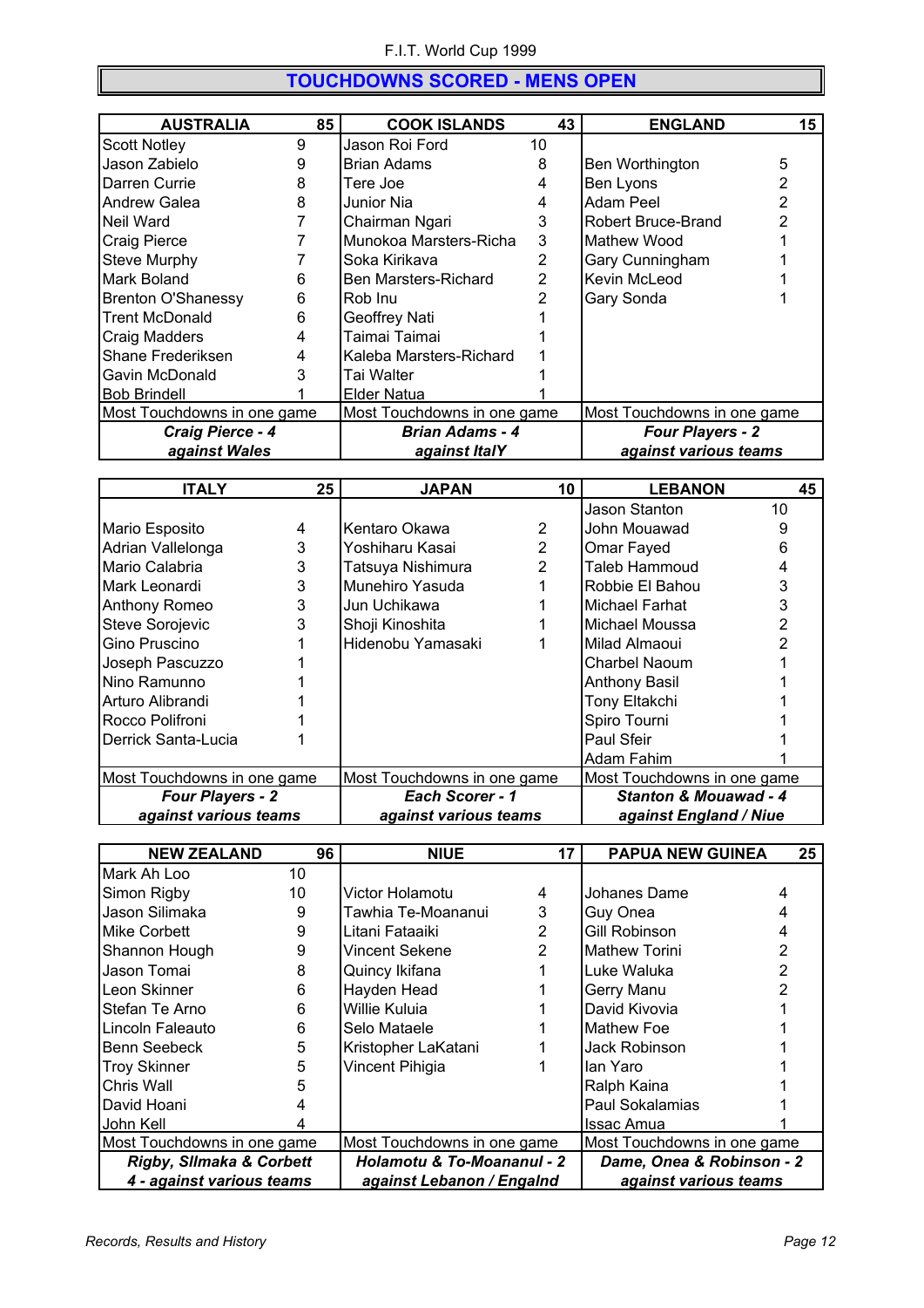F.I.T. World Cup 1999

## TOUCHDOWNS SCORED - MENS OPEN

| AUSTRALIA | 85 | COOK ISLANDS | 43 | ENGLAND | 15 |
|---|---|---|---|---|---|
| Scott Notley | 9 | Jason Roi Ford | 10 | | |
| Jason Zabielo | 9 | Brian Adams | 8 | Ben Worthington | 5 |
| Darren Currie | 8 | Tere Joe | 4 | Ben Lyons | 2 |
| Andrew Galea | 8 | Junior Nia | 4 | Adam Peel | 2 |
| Neil Ward | 7 | Chairman Ngari | 3 | Robert Bruce-Brand | 2 |
| Craig Pierce | 7 | Munokoa Marsters-Richa | 3 | Mathew Wood | 1 |
| Steve Murphy | 7 | Soka Kirikava | 2 | Gary Cunningham | 1 |
| Mark Boland | 6 | Ben Marsters-Richard | 2 | Kevin McLeod | 1 |
| Brenton O'Shanessy | 6 | Rob Inu | 2 | Gary Sonda | 1 |
| Trent McDonald | 6 | Geoffrey Nati | 1 | | |
| Craig Madders | 4 | Taimai Taimai | 1 | | |
| Shane Frederiksen | 4 | Kaleba Marsters-Richard | 1 | | |
| Gavin McDonald | 3 | Tai Walter | 1 | | |
| Bob Brindell | 1 | Elder Natua | 1 | | |
| Most Touchdowns in one game | | Most Touchdowns in one game | | Most Touchdowns in one game | |
| ***Craig Pierce - 4 against Wales*** | | ***Brian Adams - 4 against ItalY*** | | ***Four Players - 2 against various teams*** | |

| ITALY | 25 | JAPAN | 10 | LEBANON | 45 |
|---|---|---|---|---|---|
| | | | | Jason Stanton | 10 |
| Mario Esposito | 4 | Kentaro Okawa | 2 | John Mouawad | 9 |
| Adrian Vallelonga | 3 | Yoshiharu Kasai | 2 | Omar Fayed | 6 |
| Mario Calabria | 3 | Tatsuya Nishimura | 2 | Taleb Hammoud | 4 |
| Mark Leonardi | 3 | Munehiro Yasuda | 1 | Robbie El Bahou | 3 |
| Anthony Romeo | 3 | Jun Uchikawa | 1 | Michael Farhat | 3 |
| Steve Sorojevic | 3 | Shoji Kinoshita | 1 | Michael Moussa | 2 |
| Gino Pruscino | 1 | Hidenobu Yamasaki | 1 | Milad Almaoui | 2 |
| Joseph Pascuzzo | 1 | | | Charbel Naoum | 1 |
| Nino Ramunno | 1 | | | Anthony Basil | 1 |
| Arturo Alibrandi | 1 | | | Tony Eltakchi | 1 |
| Rocco Polifroni | 1 | | | Spiro Tourni | 1 |
| Derrick Santa-Lucia | 1 | | | Paul Sfeir | 1 |
| | | | | Adam Fahim | 1 |
| Most Touchdowns in one game | | Most Touchdowns in one game | | Most Touchdowns in one game | |
| ***Four Players - 2 against various teams*** | | ***Each Scorer - 1 against various teams*** | | ***Stanton & Mouawad - 4 against England / Niue*** | |

| NEW ZEALAND | 96 | NIUE | 17 | PAPUA NEW GUINEA | 25 |
|---|---|---|---|---|---|
| Mark Ah Loo | 10 | | | | |
| Simon Rigby | 10 | Victor Holamotu | 4 | Johanes Dame | 4 |
| Jason Silimaka | 9 | Tawhia Te-Moananui | 3 | Guy Onea | 4 |
| Mike Corbett | 9 | Litani Fataaiki | 2 | Gill Robinson | 4 |
| Shannon Hough | 9 | Vincent Sekene | 2 | Mathew Torini | 2 |
| Jason Tomai | 8 | Quincy Ikifana | 1 | Luke Waluka | 2 |
| Leon Skinner | 6 | Hayden Head | 1 | Gerry Manu | 2 |
| Stefan Te Arno | 6 | Willie Kuluia | 1 | David Kivovia | 1 |
| Lincoln Faleauto | 6 | Selo Mataele | 1 | Mathew Foe | 1 |
| Benn Seebeck | 5 | Kristopher LaKatani | 1 | Jack Robinson | 1 |
| Troy Skinner | 5 | Vincent Pihigia | 1 | Ian Yaro | 1 |
| Chris Wall | 5 | | | Ralph Kaina | 1 |
| David Hoani | 4 | | | Paul Sokalamias | 1 |
| John Kell | 4 | | | Issac Amua | 1 |
| Most Touchdowns in one game | | Most Touchdowns in one game | | Most Touchdowns in one game | |
| ***Rigby, SIlmaka & Corbett 4 - against various teams*** | | ***Holamotu & To-Moananul - 2 against Lebanon / Engalnd*** | | ***Dame, Onea & Robinson - 2 against various teams*** | |

*Records, Results and History*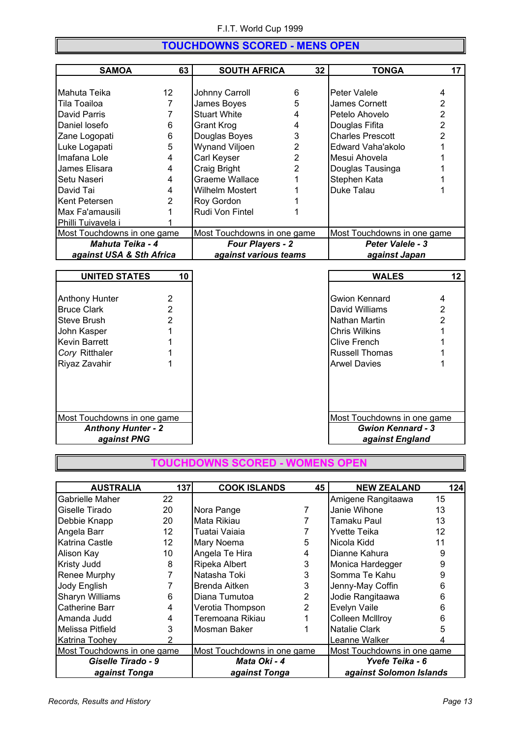F.I.T. World Cup 1999

## TOUCHDOWNS SCORED - MENS OPEN

| SAMOA | 63 |
|---|---|
| Mahuta Teika | 12 |
| Tila Toailoa | 7 |
| David Parris | 7 |
| Daniel Iosefo | 6 |
| Zane Logopati | 6 |
| Luke Logapati | 5 |
| Imafana Lole | 4 |
| James Elisara | 4 |
| Setu Naseri | 4 |
| David Tai | 4 |
| Kent Petersen | 2 |
| Max Fa'amausili | 1 |
| Philli Tuivavela i | 1 |
| Most Touchdowns in one game | |
| ***Mahuta Teika - 4*** ***against USA & Sth Africa*** | |

| SOUTH AFRICA | 32 |
|---|---|
| Johnny Carroll | 6 |
| James Boyes | 5 |
| Stuart White | 4 |
| Grant Krog | 4 |
| Douglas Boyes | 3 |
| Wynand Viljoen | 2 |
| Carl Keyser | 2 |
| Craig Bright | 2 |
| Graeme Wallace | 1 |
| Wilhelm Mostert | 1 |
| Roy Gordon | 1 |
| Rudi Von Fintel | 1 |
| Most Touchdowns in one game | |
| ***Four Players - 2*** ***against various teams*** | |

| TONGA | 17 |
|---|---|
| Peter Valele | 4 |
| James Cornett | 2 |
| Petelo Ahovelo | 2 |
| Douglas Fifita | 2 |
| Charles Prescott | 2 |
| Edward Vaha'akolo | 1 |
| Mesui Ahovela | 1 |
| Douglas Tausinga | 1 |
| Stephen Kata | 1 |
| Duke Talau | 1 |
| Most Touchdowns in one game | |
| ***Peter Valele - 3*** ***against Japan*** | |

| UNITED STATES | 10 |
|---|---|
| Anthony Hunter | 2 |
| Bruce Clark | 2 |
| Steve Brush | 2 |
| John Kasper | 1 |
| Kevin Barrett | 1 |
| *Cory* Ritthaler | 1 |
| Riyaz Zavahir | 1 |
| Most Touchdowns in one game | |
| ***Anthony Hunter - 2*** ***against PNG*** | |

| WALES | 12 |
|---|---|
| Gwion Kennard | 4 |
| David Williams | 2 |
| Nathan Martin | 2 |
| Chris Wilkins | 1 |
| Clive French | 1 |
| Russell Thomas | 1 |
| Arwel Davies | 1 |
| Most Touchdowns in one game | |
| ***Gwion Kennard - 3*** ***against England*** | |

## TOUCHDOWNS SCORED - WOMENS OPEN

| AUSTRALIA | 137 |
|---|---|
| Gabrielle Maher | 22 |
| Giselle Tirado | 20 |
| Debbie Knapp | 20 |
| Angela Barr | 12 |
| Katrina Castle | 12 |
| Alison Kay | 10 |
| Kristy Judd | 8 |
| Renee Murphy | 7 |
| Jody English | 7 |
| Sharyn Williams | 6 |
| Catherine Barr | 4 |
| Amanda Judd | 4 |
| Melissa Pitfield | 3 |
| Katrina Toohey | 2 |
| Most Touchdowns in one game | |
| ***Giselle Tirado - 9*** ***against Tonga*** | |

| COOK ISLANDS | 45 |
|---|---|
| Nora Pange | 7 |
| Mata Rikiau | 7 |
| Tuatai Vaiaia | 7 |
| Mary Noema | 5 |
| Angela Te Hira | 4 |
| Ripeka Albert | 3 |
| Natasha Toki | 3 |
| Brenda Aitken | 3 |
| Diana Tumutoa | 2 |
| Verotia Thompson | 2 |
| Teremoana Rikiau | 1 |
| Mosman Baker | 1 |
| Most Touchdowns in one game | |
| ***Mata Oki - 4*** ***against Tonga*** | |

| NEW ZEALAND | 124 |
|---|---|
| Amigene Rangitaawa | 15 |
| Janie Wihone | 13 |
| Tamaku Paul | 13 |
| Yvette Teika | 12 |
| Nicola Kidd | 11 |
| Dianne Kahura | 9 |
| Monica Hardegger | 9 |
| Somma Te Kahu | 9 |
| Jenny-May Coffin | 6 |
| Jodie Rangitaawa | 6 |
| Evelyn Vaile | 6 |
| Colleen McIllroy | 6 |
| Natalie Clark | 5 |
| Leanne Walker | 4 |
| Most Touchdowns in one game | |
| ***Yvete Teika - 6*** ***against Solomon Islands*** | |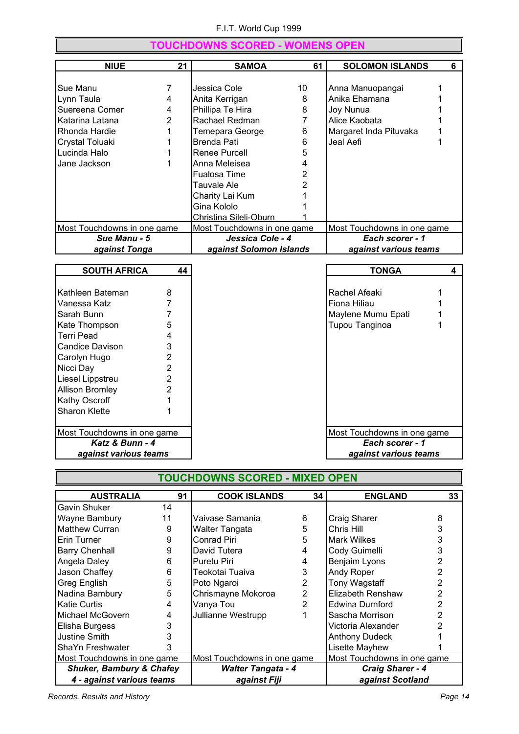F.I.T. World Cup 1999

## TOUCHDOWNS SCORED - WOMENS OPEN

| NIUE | 21 | SAMOA | 61 | SOLOMON ISLANDS | 6 |
|---|---|---|---|---|---|
| Sue Manu | 7 | Jessica Cole | 10 | Anna Manuopangai | 1 |
| Lynn Taula | 4 | Anita Kerrigan | 8 | Anika Ehamana | 1 |
| Suereena Comer | 4 | Phillipa Te Hira | 8 | Joy Nunua | 1 |
| Katarina Latana | 2 | Rachael Redman | 7 | Alice Kaobata | 1 |
| Rhonda Hardie | 1 | Temepara George | 6 | Margaret Inda Pituvaka | 1 |
| Crystal Toluaki | 1 | Brenda Pati | 6 | Jeal Aefi | 1 |
| Lucinda Halo | 1 | Renee Purcell | 5 | | |
| Jane Jackson | 1 | Anna Meleisea | 4 | | |
| | | Fualosa Time | 2 | | |
| | | Tauvale Ale | 2 | | |
| | | Charity Lai Kum | 1 | | |
| | | Gina Kololo | 1 | | |
| | | Christina Sileli-Oburn | 1 | | |
| Most Touchdowns in one game | | Most Touchdowns in one game | | Most Touchdowns in one game | |
| ***Sue Manu - 5*** | | ***Jessica Cole - 4*** | | ***Each scorer - 1*** | |
| ***against Tonga*** | | ***against Solomon Islands*** | | ***against various teams*** | |

| SOUTH AFRICA | 44 | TONGA | 4 |
|---|---|---|---|
| Kathleen Bateman | 8 | Rachel Afeaki | 1 |
| Vanessa Katz | 7 | Fiona Hiliau | 1 |
| Sarah Bunn | 7 | Maylene Mumu Epati | 1 |
| Kate Thompson | 5 | Tupou Tanginoa | 1 |
| Terri Pead | 4 | | |
| Candice Davison | 3 | | |
| Carolyn Hugo | 2 | | |
| Nicci Day | 2 | | |
| Liesel Lippstreu | 2 | | |
| Allison Bromley | 2 | | |
| Kathy Oscroff | 1 | | |
| Sharon Klette | 1 | | |
| Most Touchdowns in one game | | Most Touchdowns in one game | |
| ***Katz & Bunn - 4*** | | ***Each scorer - 1*** | |
| ***against various teams*** | | ***against various teams*** | |

## TOUCHDOWNS SCORED - MIXED OPEN

| AUSTRALIA | 91 | COOK ISLANDS | 34 | ENGLAND | 33 |
|---|---|---|---|---|---|
| Gavin Shuker | 14 | | | | |
| Wayne Bambury | 11 | Vaivase Samania | 6 | Craig Sharer | 8 |
| Matthew Curran | 9 | Walter Tangata | 5 | Chris Hill | 3 |
| Erin Turner | 9 | Conrad Piri | 5 | Mark Wilkes | 3 |
| Barry Chenhall | 9 | David Tutera | 4 | Cody Guimelli | 3 |
| Angela Daley | 6 | Puretu Piri | 4 | Benjaim Lyons | 2 |
| Jason Chaffey | 6 | Teokotai Tuaiva | 3 | Andy Roper | 2 |
| Greg English | 5 | Poto Ngaroi | 2 | Tony Wagstaff | 2 |
| Nadina Bambury | 5 | Chrismayne Mokoroa | 2 | Elizabeth Renshaw | 2 |
| Katie Curtis | 4 | Vanya Tou | 2 | Edwina Durnford | 2 |
| Michael McGovern | 4 | Jullianne Westrupp | 1 | Sascha Morrison | 2 |
| Elisha Burgess | 3 | | | Victoria Alexander | 2 |
| Justine Smith | 3 | | | Anthony Dudeck | 1 |
| ShaYn Freshwater | 3 | | | Lisette Mayhew | 1 |
| Most Touchdowns in one game | | Most Touchdowns in one game | | Most Touchdowns in one game | |
| ***Shuker, Bambury & Chafey*** | | ***Walter Tangata - 4*** | | ***Craig Sharer - 4*** | |
| ***4 - against various teams*** | | ***against Fiji*** | | ***against Scotland*** | |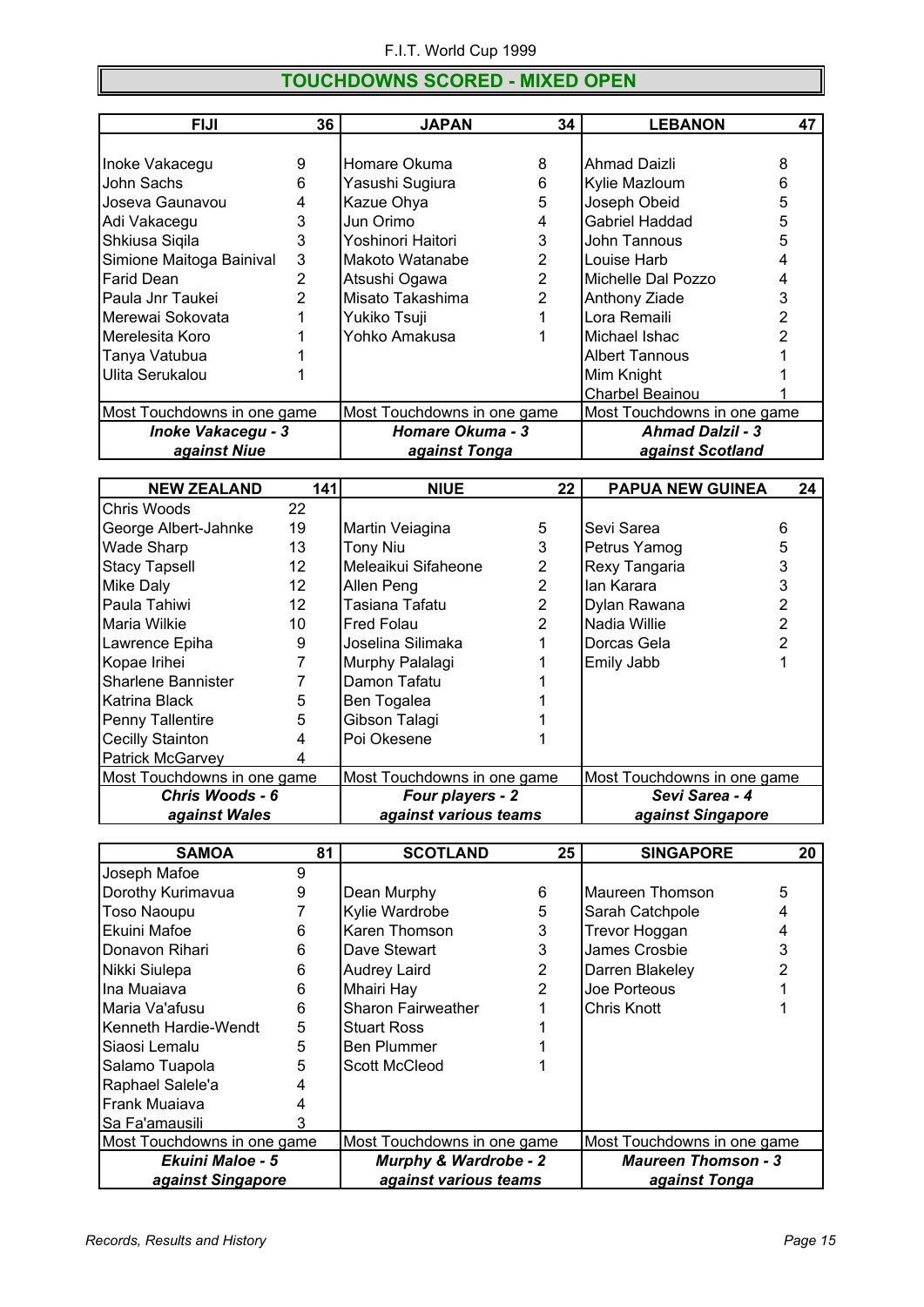# F.I.T. World Cup 1999

## TOUCHDOWNS SCORED - MIXED OPEN

| FIJI | 36 | JAPAN | 34 | LEBANON | 47 |
|---|---|---|---|---|---|
| Inoke Vakacegu | 9 | Homare Okuma | 8 | Ahmad Daizli | 8 |
| John Sachs | 6 | Yasushi Sugiura | 6 | Kylie Mazloum | 6 |
| Joseva Gaunavou | 4 | Kazue Ohya | 5 | Joseph Obeid | 5 |
| Adi Vakacegu | 3 | Jun Orimo | 4 | Gabriel Haddad | 5 |
| Shkiusa Siqila | 3 | Yoshinori Haitori | 3 | John Tannous | 5 |
| Simione Maitoga Bainival | 3 | Makoto Watanabe | 2 | Louise Harb | 4 |
| Farid Dean | 2 | Atsushi Ogawa | 2 | Michelle Dal Pozzo | 4 |
| Paula Jnr Taukei | 2 | Misato Takashima | 2 | Anthony Ziade | 3 |
| Merewai Sokovata | 1 | Yukiko Tsuji | 1 | Lora Remaili | 2 |
| Merelesita Koro | 1 | Yohko Amakusa | 1 | Michael Ishac | 2 |
| Tanya Vatubua | 1 | | | Albert Tannous | 1 |
| Ulita Serukalou | 1 | | | Mim Knight | 1 |
| | | | | Charbel Beainou | 1 |
| Most Touchdowns in one game | | Most Touchdowns in one game | | Most Touchdowns in one game | |
| ***Inoke Vakacegu - 3*** | | ***Homare Okuma - 3*** | | ***Ahmad Dalzil - 3*** | |
| ***against Niue*** | | ***against Tonga*** | | ***against Scotland*** | |

| NEW ZEALAND | 141 | NIUE | 22 | PAPUA NEW GUINEA | 24 |
|---|---|---|---|---|---|
| Chris Woods | 22 | | | | |
| George Albert-Jahnke | 19 | Martin Veiagina | 5 | Sevi Sarea | 6 |
| Wade Sharp | 13 | Tony Niu | 3 | Petrus Yamog | 5 |
| Stacy Tapsell | 12 | Meleaikui Sifaheone | 2 | Rexy Tangaria | 3 |
| Mike Daly | 12 | Allen Peng | 2 | Ian Karara | 3 |
| Paula Tahiwi | 12 | Tasiana Tafatu | 2 | Dylan Rawana | 2 |
| Maria Wilkie | 10 | Fred Folau | 2 | Nadia Willie | 2 |
| Lawrence Epiha | 9 | Joselina Silimaka | 1 | Dorcas Gela | 2 |
| Kopae Irihei | 7 | Murphy Palalagi | 1 | Emily Jabb | 1 |
| Sharlene Bannister | 7 | Damon Tafatu | 1 | | |
| Katrina Black | 5 | Ben Togalea | 1 | | |
| Penny Tallentire | 5 | Gibson Talagi | 1 | | |
| Cecilly Stainton | 4 | Poi Okesene | 1 | | |
| Patrick McGarvey | 4 | | | | |
| Most Touchdowns in one game | | Most Touchdowns in one game | | Most Touchdowns in one game | |
| ***Chris Woods - 6*** | | ***Four players - 2*** | | ***Sevi Sarea - 4*** | |
| ***against Wales*** | | ***against various teams*** | | ***against Singapore*** | |

| SAMOA | 81 | SCOTLAND | 25 | SINGAPORE | 20 |
|---|---|---|---|---|---|
| Joseph Mafoe | 9 | | | | |
| Dorothy Kurimavua | 9 | Dean Murphy | 6 | Maureen Thomson | 5 |
| Toso Naoupu | 7 | Kylie Wardrobe | 5 | Sarah Catchpole | 4 |
| Ekuini Mafoe | 6 | Karen Thomson | 3 | Trevor Hoggan | 4 |
| Donavon Rihari | 6 | Dave Stewart | 3 | James Crosbie | 3 |
| Nikki Siulepa | 6 | Audrey Laird | 2 | Darren Blakeley | 2 |
| Ina Muaiava | 6 | Mhairi Hay | 2 | Joe Porteous | 1 |
| Maria Va'afusu | 6 | Sharon Fairweather | 1 | Chris Knott | 1 |
| Kenneth Hardie-Wendt | 5 | Stuart Ross | 1 | | |
| Siaosi Lemalu | 5 | Ben Plummer | 1 | | |
| Salamo Tuapola | 5 | Scott McCleod | 1 | | |
| Raphael Salele'a | 4 | | | | |
| Frank Muaiava | 4 | | | | |
| Sa Fa'amausili | 3 | | | | |
| Most Touchdowns in one game | | Most Touchdowns in one game | | Most Touchdowns in one game | |
| ***Ekuini Maloe - 5*** | | ***Murphy & Wardrobe - 2*** | | ***Maureen Thomson - 3*** | |
| ***against Singapore*** | | ***against various teams*** | | ***against Tonga*** | |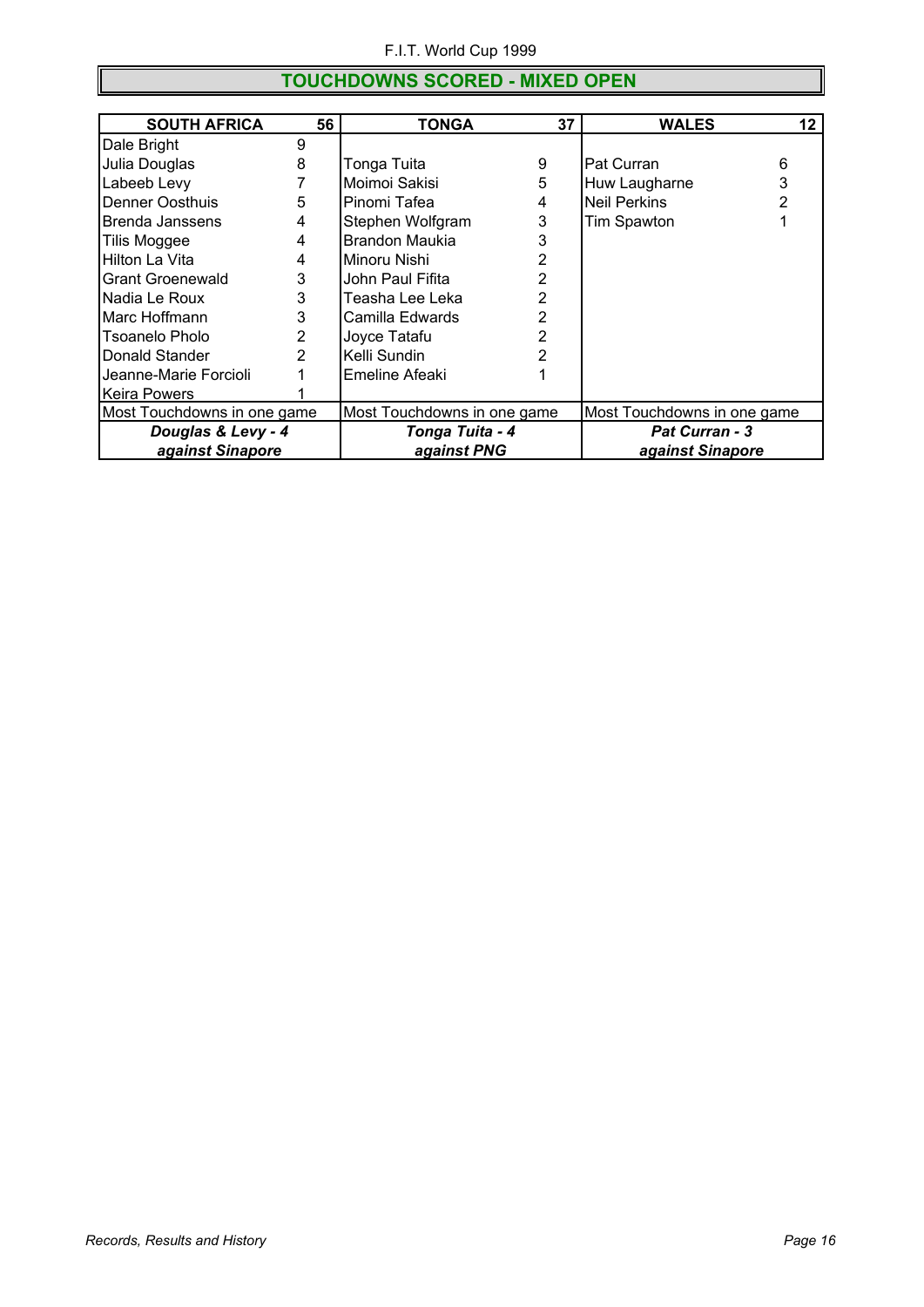## TOUCHDOWNS SCORED - MIXED OPEN

| SOUTH AFRICA | 56 | TONGA | 37 | WALES | 12 |
|---|---|---|---|---|---|
| Dale Bright | 9 | | | | |
| Julia Douglas | 8 | Tonga Tuita | 9 | Pat Curran | 6 |
| Labeeb Levy | 7 | Moimoi Sakisi | 5 | Huw Laugharne | 3 |
| Denner Oosthuis | 5 | Pinomi Tafea | 4 | Neil Perkins | 2 |
| Brenda Janssens | 4 | Stephen Wolfgram | 3 | Tim Spawton | 1 |
| Tilis Moggee | 4 | Brandon Maukia | 3 | | |
| Hilton La Vita | 4 | Minoru Nishi | 2 | | |
| Grant Groenewald | 3 | John Paul Fifita | 2 | | |
| Nadia Le Roux | 3 | Teasha Lee Leka | 2 | | |
| Marc Hoffmann | 3 | Camilla Edwards | 2 | | |
| Tsoanelo Pholo | 2 | Joyce Tatafu | 2 | | |
| Donald Stander | 2 | Kelli Sundin | 2 | | |
| Jeanne-Marie Forcioli | 1 | Emeline Afeaki | 1 | | |
| Keira Powers | 1 | | | | |
| Most Touchdowns in one game | | Most Touchdowns in one game | | Most Touchdowns in one game | |
| ***Douglas & Levy - 4 against Sinapore*** | | ***Tonga Tuita - 4 against PNG*** | | ***Pat Curran - 3 against Sinapore*** | |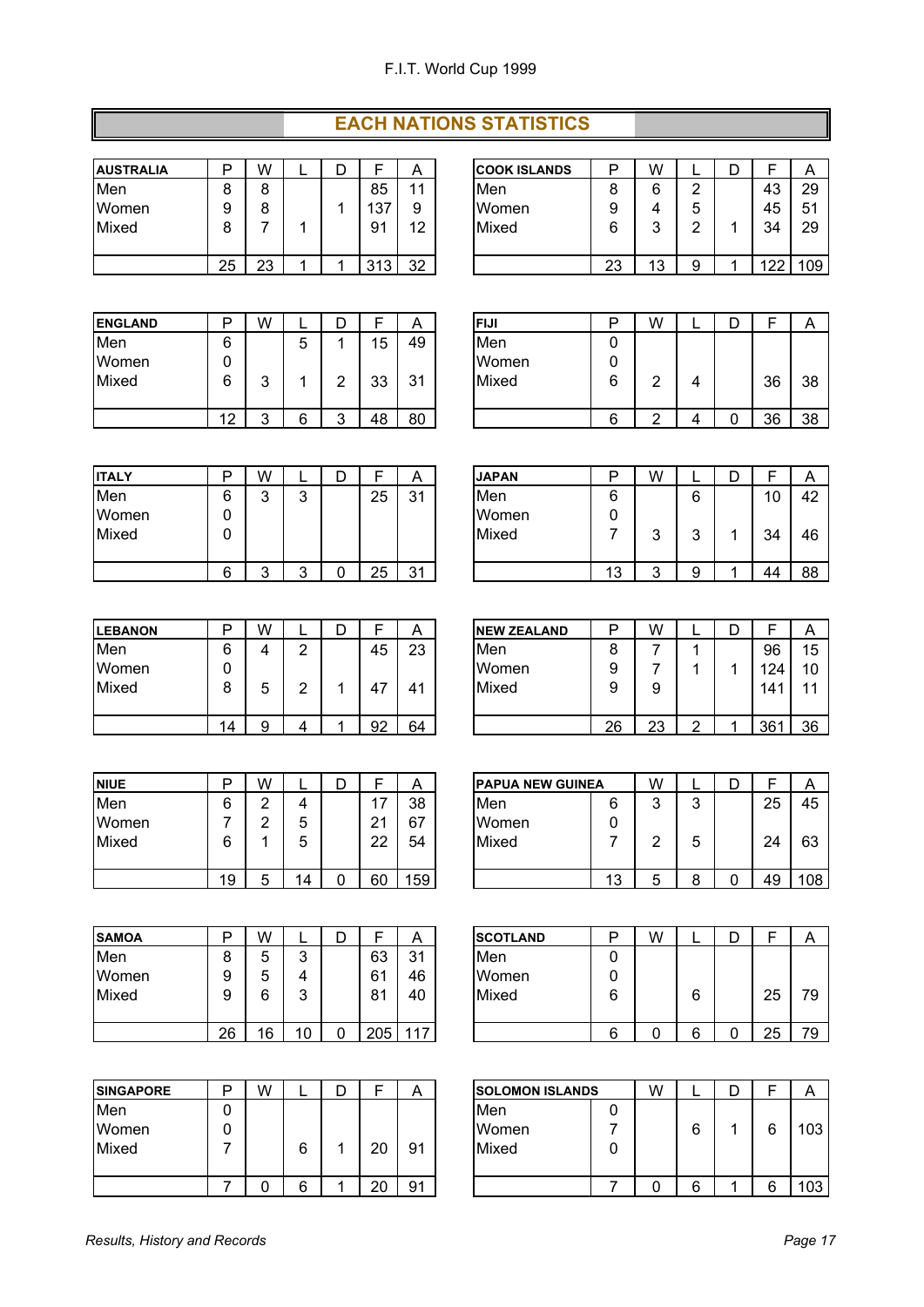F.I.T. World Cup 1999

# EACH NATIONS STATISTICS

| AUSTRALIA | P | W | L | D | F | A |
|---|---|---|---|---|---|---|
| Men | 8 | 8 | | | 85 | 11 |
| Women | 9 | 8 | | 1 | 137 | 9 |
| Mixed | 8 | 7 | 1 | | 91 | 12 |
| | 25 | 23 | 1 | 1 | 313 | 32 |

| COOK ISLANDS | P | W | L | D | F | A |
|---|---|---|---|---|---|---|
| Men | 8 | 6 | 2 | | 43 | 29 |
| Women | 9 | 4 | 5 | | 45 | 51 |
| Mixed | 6 | 3 | 2 | 1 | 34 | 29 |
| | 23 | 13 | 9 | 1 | 122 | 109 |

| ENGLAND | P | W | L | D | F | A |
|---|---|---|---|---|---|---|
| Men | 6 | | 5 | 1 | 15 | 49 |
| Women | 0 | | | | | |
| Mixed | 6 | 3 | 1 | 2 | 33 | 31 |
| | 12 | 3 | 6 | 3 | 48 | 80 |

| FIJI | P | W | L | D | F | A |
|---|---|---|---|---|---|---|
| Men | 0 | | | | | |
| Women | 0 | | | | | |
| Mixed | 6 | 2 | 4 | | 36 | 38 |
| | 6 | 2 | 4 | 0 | 36 | 38 |

| ITALY | P | W | L | D | F | A |
|---|---|---|---|---|---|---|
| Men | 6 | 3 | 3 | | 25 | 31 |
| Women | 0 | | | | | |
| Mixed | 0 | | | | | |
| | 6 | 3 | 3 | 0 | 25 | 31 |

| JAPAN | P | W | L | D | F | A |
|---|---|---|---|---|---|---|
| Men | 6 | | 6 | | 10 | 42 |
| Women | 0 | | | | | |
| Mixed | 7 | 3 | 3 | 1 | 34 | 46 |
| | 13 | 3 | 9 | 1 | 44 | 88 |

| LEBANON | P | W | L | D | F | A |
|---|---|---|---|---|---|---|
| Men | 6 | 4 | 2 | | 45 | 23 |
| Women | 0 | | | | | |
| Mixed | 8 | 5 | 2 | 1 | 47 | 41 |
| | 14 | 9 | 4 | 1 | 92 | 64 |

| NEW ZEALAND | P | W | L | D | F | A |
|---|---|---|---|---|---|---|
| Men | 8 | 7 | 1 | | 96 | 15 |
| Women | 9 | 7 | 1 | 1 | 124 | 10 |
| Mixed | 9 | 9 | | | 141 | 11 |
| | 26 | 23 | 2 | 1 | 361 | 36 |

| NIUE | P | W | L | D | F | A |
|---|---|---|---|---|---|---|
| Men | 6 | 2 | 4 | | 17 | 38 |
| Women | 7 | 2 | 5 | | 21 | 67 |
| Mixed | 6 | 1 | 5 | | 22 | 54 |
| | 19 | 5 | 14 | 0 | 60 | 159 |

| PAPUA NEW GUINEA | | W | L | D | F | A |
|---|---|---|---|---|---|---|
| Men | 6 | 3 | 3 | | 25 | 45 |
| Women | 0 | | | | | |
| Mixed | 7 | 2 | 5 | | 24 | 63 |
| | 13 | 5 | 8 | 0 | 49 | 108 |

| SAMOA | P | W | L | D | F | A |
|---|---|---|---|---|---|---|
| Men | 8 | 5 | 3 | | 63 | 31 |
| Women | 9 | 5 | 4 | | 61 | 46 |
| Mixed | 9 | 6 | 3 | | 81 | 40 |
| | 26 | 16 | 10 | 0 | 205 | 117 |

| SCOTLAND | P | W | L | D | F | A |
|---|---|---|---|---|---|---|
| Men | 0 | | | | | |
| Women | 0 | | | | | |
| Mixed | 6 | | 6 | | 25 | 79 |
| | 6 | 0 | 6 | 0 | 25 | 79 |

| SINGAPORE | P | W | L | D | F | A |
|---|---|---|---|---|---|---|
| Men | 0 | | | | | |
| Women | 0 | | | | | |
| Mixed | 7 | | 6 | 1 | 20 | 91 |
| | 7 | 0 | 6 | 1 | 20 | 91 |

| SOLOMON ISLANDS | | W | L | D | F | A |
|---|---|---|---|---|---|---|
| Men | 0 | | | | | |
| Women | 7 | | 6 | 1 | 6 | 103 |
| Mixed | 0 | | | | | |
| | 7 | 0 | 6 | 1 | 6 | 103 |

*Results, History and Records*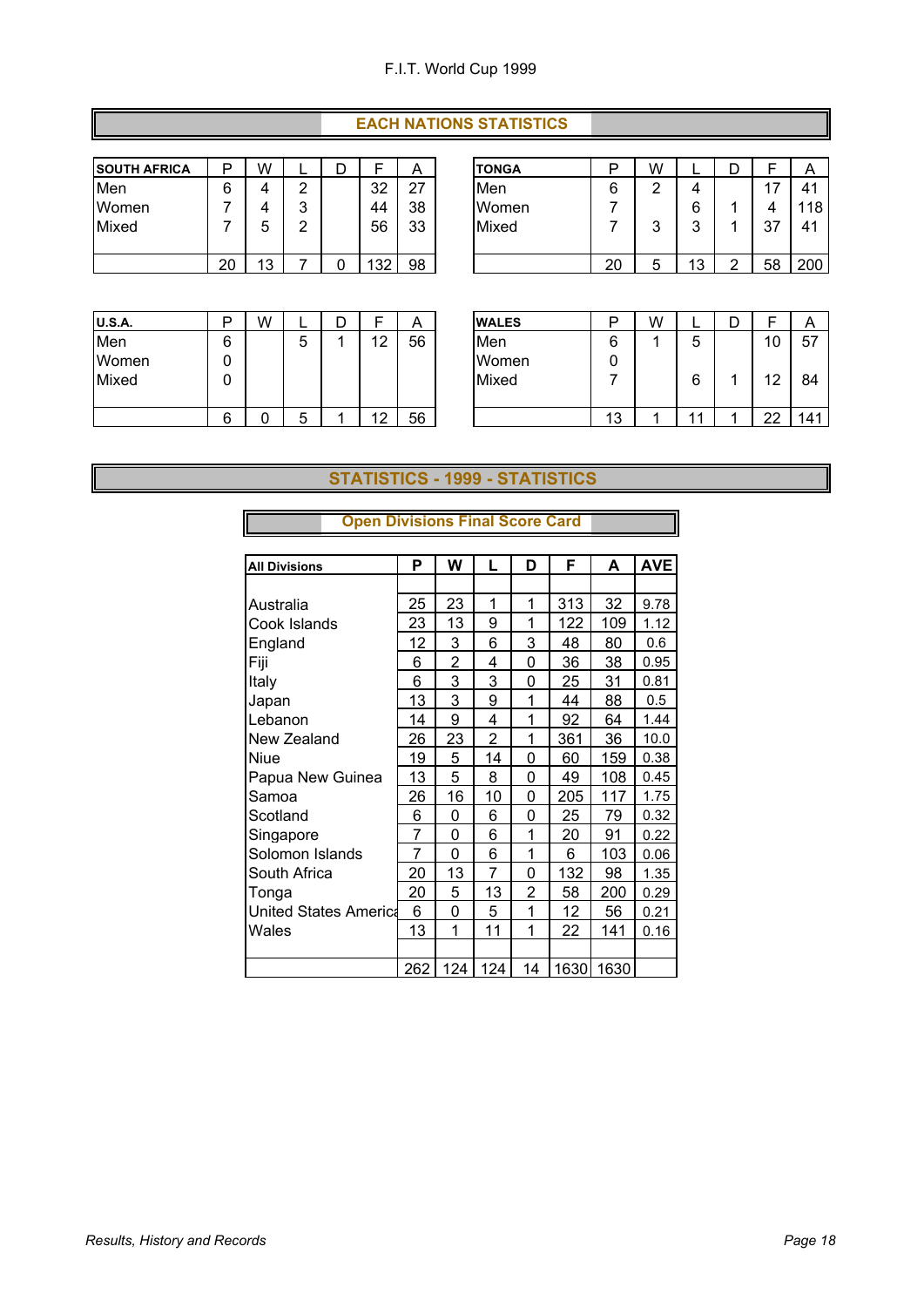F.I.T. World Cup 1999

## EACH NATIONS STATISTICS

| SOUTH AFRICA | P | W | L | D | F | A |
|---|---|---|---|---|---|---|
| Men | 6 | 4 | 2 | | 32 | 27 |
| Women | 7 | 4 | 3 | | 44 | 38 |
| Mixed | 7 | 5 | 2 | | 56 | 33 |
| | 20 | 13 | 7 | 0 | 132 | 98 |

| TONGA | P | W | L | D | F | A |
|---|---|---|---|---|---|---|
| Men | 6 | 2 | 4 | | 17 | 41 |
| Women | 7 | | 6 | 1 | 4 | 118 |
| Mixed | 7 | 3 | 3 | 1 | 37 | 41 |
| | 20 | 5 | 13 | 2 | 58 | 200 |

| U.S.A. | P | W | L | D | F | A |
|---|---|---|---|---|---|---|
| Men | 6 | | 5 | 1 | 12 | 56 |
| Women | 0 | | | | | |
| Mixed | 0 | | | | | |
| | 6 | 0 | 5 | 1 | 12 | 56 |

| WALES | P | W | L | D | F | A |
|---|---|---|---|---|---|---|
| Men | 6 | 1 | 5 | | 10 | 57 |
| Women | 0 | | | | | |
| Mixed | 7 | | 6 | 1 | 12 | 84 |
| | 13 | 1 | 11 | 1 | 22 | 141 |

## STATISTICS - 1999 - STATISTICS

### Open Divisions Final Score Card

| All Divisions | P | W | L | D | F | A | AVE |
|---|---|---|---|---|---|---|---|
| Australia | 25 | 23 | 1 | 1 | 313 | 32 | 9.78 |
| Cook Islands | 23 | 13 | 9 | 1 | 122 | 109 | 1.12 |
| England | 12 | 3 | 6 | 3 | 48 | 80 | 0.6 |
| Fiji | 6 | 2 | 4 | 0 | 36 | 38 | 0.95 |
| Italy | 6 | 3 | 3 | 0 | 25 | 31 | 0.81 |
| Japan | 13 | 3 | 9 | 1 | 44 | 88 | 0.5 |
| Lebanon | 14 | 9 | 4 | 1 | 92 | 64 | 1.44 |
| New Zealand | 26 | 23 | 2 | 1 | 361 | 36 | 10.0 |
| Niue | 19 | 5 | 14 | 0 | 60 | 159 | 0.38 |
| Papua New Guinea | 13 | 5 | 8 | 0 | 49 | 108 | 0.45 |
| Samoa | 26 | 16 | 10 | 0 | 205 | 117 | 1.75 |
| Scotland | 6 | 0 | 6 | 0 | 25 | 79 | 0.32 |
| Singapore | 7 | 0 | 6 | 1 | 20 | 91 | 0.22 |
| Solomon Islands | 7 | 0 | 6 | 1 | 6 | 103 | 0.06 |
| South Africa | 20 | 13 | 7 | 0 | 132 | 98 | 1.35 |
| Tonga | 20 | 5 | 13 | 2 | 58 | 200 | 0.29 |
| United States America | 6 | 0 | 5 | 1 | 12 | 56 | 0.21 |
| Wales | 13 | 1 | 11 | 1 | 22 | 141 | 0.16 |
| | 262 | 124 | 124 | 14 | 1630 | 1630 | |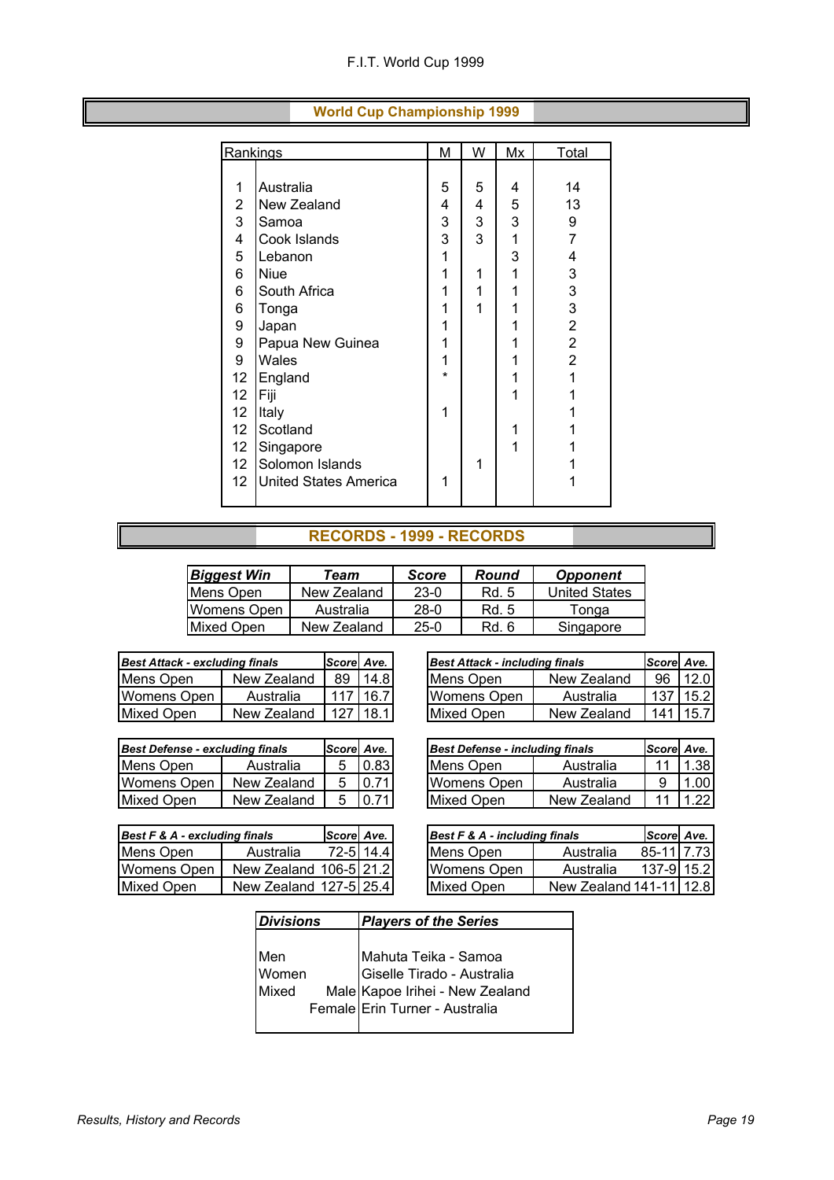# F.I.T. World Cup 1999

## World Cup Championship 1999

| Rankings | | M | W | Mx | Total |
|---|---|---|---|---|---|
| 1 | Australia | 5 | 5 | 4 | 14 |
| 2 | New Zealand | 4 | 4 | 5 | 13 |
| 3 | Samoa | 3 | 3 | 3 | 9 |
| 4 | Cook Islands | 3 | 3 | 1 | 7 |
| 5 | Lebanon | 1 | | 3 | 4 |
| 6 | Niue | 1 | 1 | 1 | 3 |
| 6 | South Africa | 1 | 1 | 1 | 3 |
| 6 | Tonga | 1 | 1 | 1 | 3 |
| 9 | Japan | 1 | | 1 | 2 |
| 9 | Papua New Guinea | 1 | | 1 | 2 |
| 9 | Wales | 1 | | 1 | 2 |
| 12 | England | * | | 1 | 1 |
| 12 | Fiji | | | 1 | 1 |
| 12 | Italy | 1 | | | 1 |
| 12 | Scotland | | | 1 | 1 |
| 12 | Singapore | | | 1 | 1 |
| 12 | Solomon Islands | | 1 | | 1 |
| 12 | United States America | 1 | | | 1 |

## RECORDS - 1999 - RECORDS

| ***Biggest Win*** | ***Team*** | ***Score*** | ***Round*** | ***Opponent*** |
|---|---|---|---|---|
| Mens Open | New Zealand | 23-0 | Rd. 5 | United States |
| Womens Open | Australia | 28-0 | Rd. 5 | Tonga |
| Mixed Open | New Zealand | 25-0 | Rd. 6 | Singapore |

| ***Best Attack - excluding finals*** | | ***Score*** | ***Ave.*** |
|---|---|---|---|
| Mens Open | New Zealand | 89 | 14.8 |
| Womens Open | Australia | 117 | 16.7 |
| Mixed Open | New Zealand | 127 | 18.1 |

| ***Best Attack - including finals*** | | ***Score*** | ***Ave.*** |
|---|---|---|---|
| Mens Open | New Zealand | 96 | 12.0 |
| Womens Open | Australia | 137 | 15.2 |
| Mixed Open | New Zealand | 141 | 15.7 |

| ***Best Defense - excluding finals*** | | ***Score*** | ***Ave.*** |
|---|---|---|---|
| Mens Open | Australia | 5 | 0.83 |
| Womens Open | New Zealand | 5 | 0.71 |
| Mixed Open | New Zealand | 5 | 0.71 |

| ***Best Defense - including finals*** | | ***Score*** | ***Ave.*** |
|---|---|---|---|
| Mens Open | Australia | 11 | 1.38 |
| Womens Open | Australia | 9 | 1.00 |
| Mixed Open | New Zealand | 11 | 1.22 |

| ***Best F & A - excluding finals*** | | ***Score*** | ***Ave.*** |
|---|---|---|---|
| Mens Open | Australia | 72-5 | 14.4 |
| Womens Open | New Zealand | 106-5 | 21.2 |
| Mixed Open | New Zealand | 127-5 | 25.4 |

| ***Best F & A - including finals*** | | ***Score*** | ***Ave.*** |
|---|---|---|---|
| Mens Open | Australia | 85-11 | 7.73 |
| Womens Open | Australia | 137-9 | 15.2 |
| Mixed Open | New Zealand | 141-11 | 12.8 |

| ***Divisions*** | | ***Players of the Series*** |
|---|---|---|
| Men | | Mahuta Teika - Samoa |
| Women | | Giselle Tirado - Australia |
| Mixed | Male | Kapoe Irihei - New Zealand |
| | Female | Erin Turner - Australia |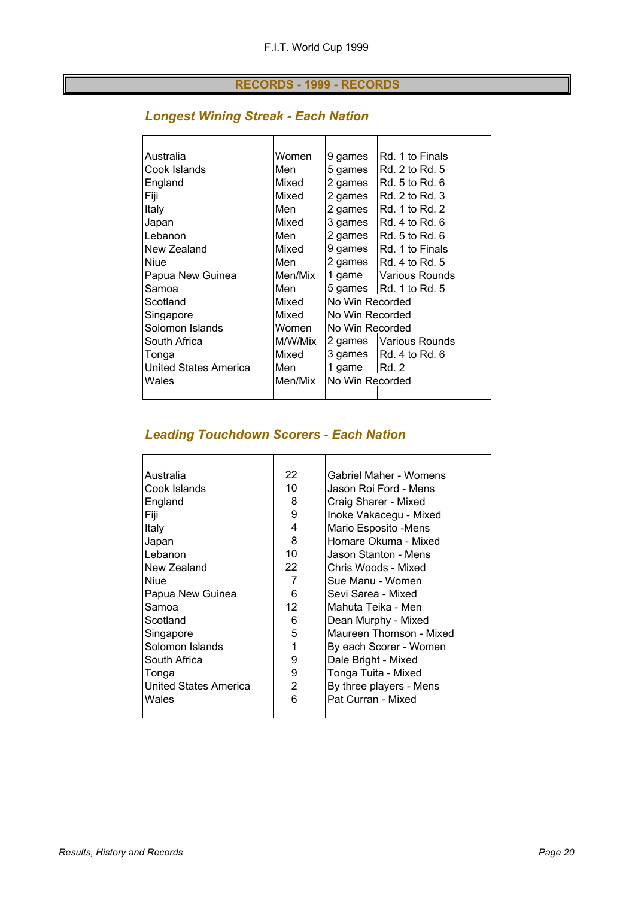# RECORDS - 1999 - RECORDS

## *Longest Wining Streak - Each Nation*

| | | | |
|---|---|---|---|
| Australia | Women | 9 games | Rd. 1 to Finals |
| Cook Islands | Men | 5 games | Rd. 2 to Rd. 5 |
| England | Mixed | 2 games | Rd. 5 to Rd. 6 |
| Fiji | Mixed | 2 games | Rd. 2 to Rd. 3 |
| Italy | Men | 2 games | Rd. 1 to Rd. 2 |
| Japan | Mixed | 3 games | Rd. 4 to Rd. 6 |
| Lebanon | Men | 2 games | Rd. 5 to Rd. 6 |
| New Zealand | Mixed | 9 games | Rd. 1 to Finals |
| Niue | Men | 2 games | Rd. 4 to Rd. 5 |
| Papua New Guinea | Men/Mix | 1 game | Various Rounds |
| Samoa | Men | 5 games | Rd. 1 to Rd. 5 |
| Scotland | Mixed | No Win Recorded | |
| Singapore | Mixed | No Win Recorded | |
| Solomon Islands | Women | No Win Recorded | |
| South Africa | M/W/Mix | 2 games | Various Rounds |
| Tonga | Mixed | 3 games | Rd. 4 to Rd. 6 |
| United States America | Men | 1 game | Rd. 2 |
| Wales | Men/Mix | No Win Recorded | |

## *Leading Touchdown Scorers - Each Nation*

| | | |
|---|---|---|
| Australia | 22 | Gabriel Maher - Womens |
| Cook Islands | 10 | Jason Roi Ford - Mens |
| England | 8 | Craig Sharer - Mixed |
| Fiji | 9 | Inoke Vakacegu - Mixed |
| Italy | 4 | Mario Esposito -Mens |
| Japan | 8 | Homare Okuma - Mixed |
| Lebanon | 10 | Jason Stanton - Mens |
| New Zealand | 22 | Chris Woods - Mixed |
| Niue | 7 | Sue Manu - Women |
| Papua New Guinea | 6 | Sevi Sarea - Mixed |
| Samoa | 12 | Mahuta Teika - Men |
| Scotland | 6 | Dean Murphy - Mixed |
| Singapore | 5 | Maureen Thomson - Mixed |
| Solomon Islands | 1 | By each Scorer - Women |
| South Africa | 9 | Dale Bright - Mixed |
| Tonga | 9 | Tonga Tuita - Mixed |
| United States America | 2 | By three players - Mens |
| Wales | 6 | Pat Curran - Mixed |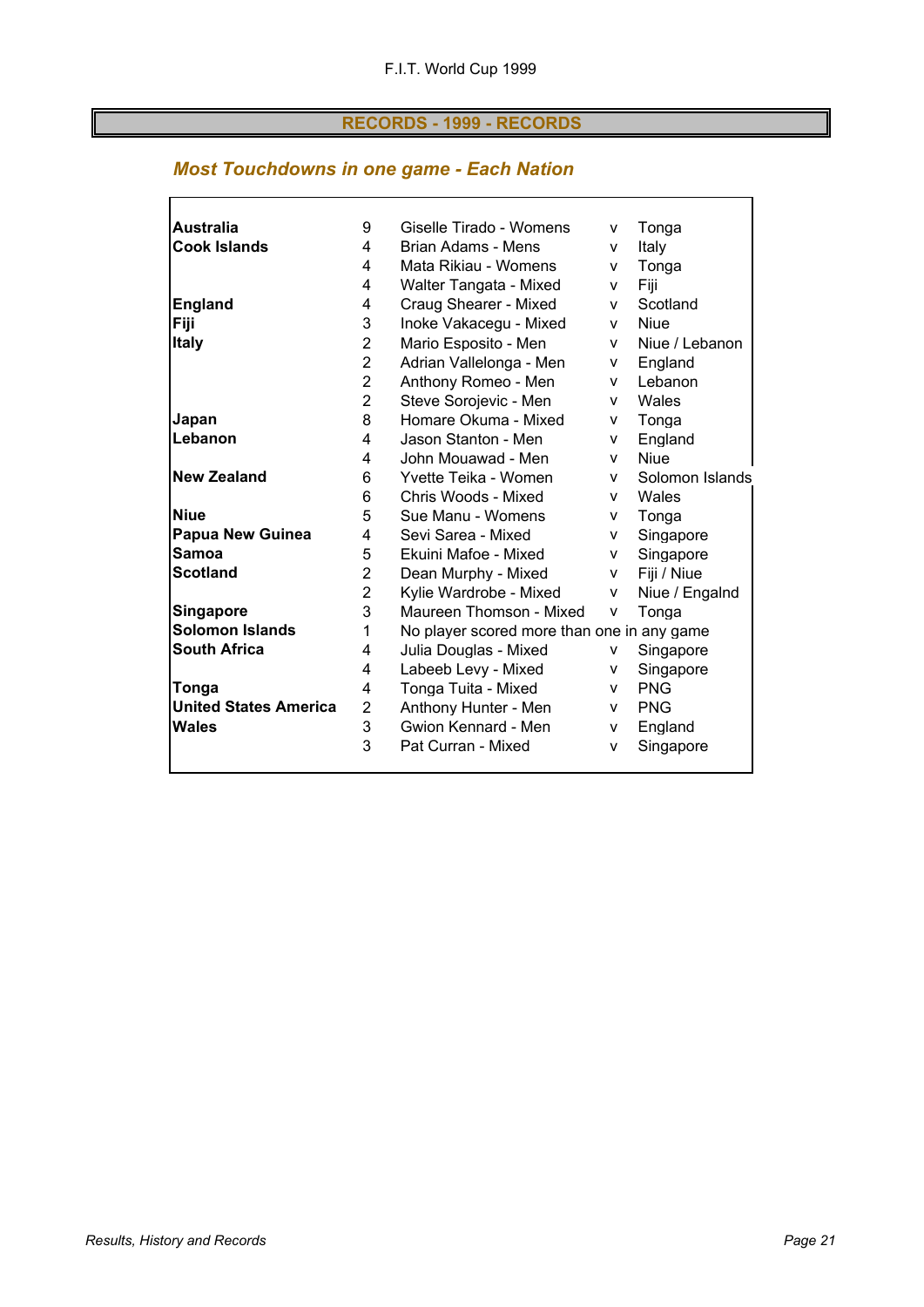F.I.T. World Cup 1999

## RECORDS - 1999 - RECORDS

### *Most Touchdowns in one game - Each Nation*

| | | | | |
|---|---|---|---|---|
| **Australia** | 9 | Giselle Tirado - Womens | v | Tonga |
| **Cook Islands** | 4 | Brian Adams - Mens | v | Italy |
| | 4 | Mata Rikiau - Womens | v | Tonga |
| | 4 | Walter Tangata - Mixed | v | Fiji |
| **England** | 4 | Craug Shearer - Mixed | v | Scotland |
| **Fiji** | 3 | Inoke Vakacegu - Mixed | v | Niue |
| **Italy** | 2 | Mario Esposito - Men | v | Niue / Lebanon |
| | 2 | Adrian Vallelonga - Men | v | England |
| | 2 | Anthony Romeo - Men | v | Lebanon |
| | 2 | Steve Sorojevic - Men | v | Wales |
| **Japan** | 8 | Homare Okuma - Mixed | v | Tonga |
| **Lebanon** | 4 | Jason Stanton - Men | v | England |
| | 4 | John Mouawad - Men | v | Niue |
| **New Zealand** | 6 | Yvette Teika - Women | v | Solomon Islands |
| | 6 | Chris Woods - Mixed | v | Wales |
| **Niue** | 5 | Sue Manu - Womens | v | Tonga |
| **Papua New Guinea** | 4 | Sevi Sarea - Mixed | v | Singapore |
| **Samoa** | 5 | Ekuini Mafoe - Mixed | v | Singapore |
| **Scotland** | 2 | Dean Murphy - Mixed | v | Fiji / Niue |
| | 2 | Kylie Wardrobe - Mixed | v | Niue / Engalnd |
| **Singapore** | 3 | Maureen Thomson - Mixed | v | Tonga |
| **Solomon Islands** | 1 | No player scored more than one in any game | | |
| **South Africa** | 4 | Julia Douglas - Mixed | v | Singapore |
| | 4 | Labeeb Levy - Mixed | v | Singapore |
| **Tonga** | 4 | Tonga Tuita - Mixed | v | PNG |
| **United States America** | 2 | Anthony Hunter - Men | v | PNG |
| **Wales** | 3 | Gwion Kennard - Men | v | England |
| | 3 | Pat Curran - Mixed | v | Singapore |